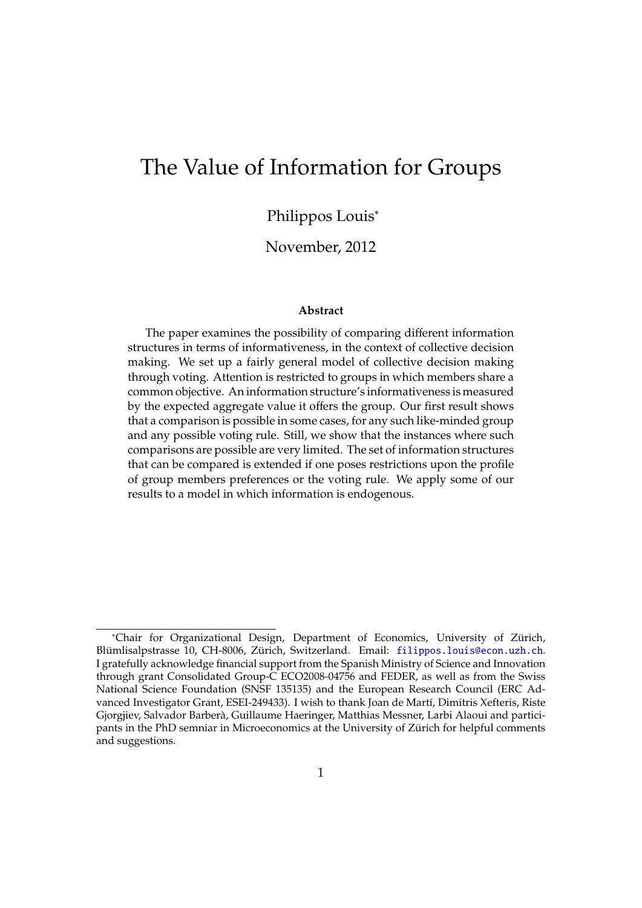# The Value of Information for Groups

Philippos Louis*

November, 2012

### Abstract

The paper examines the possibility of comparing different information structures in terms of informativeness, in the context of collective decision making. We set up a fairly general model of collective decision making through voting. Attention is restricted to groups in which members share a common objective. An information structure's informativeness is measured by the expected aggregate value it offers the group. Our first result shows that a comparison is possible in some cases, for any such like-minded group and any possible voting rule. Still, we show that the instances where such comparisons are possible are very limited. The set of information structures that can be compared is extended if one poses restrictions upon the profile of group members preferences or the voting rule. We apply some of our results to a model in which information is endogenous.

---

*Chair for Organizational Design, Department of Economics, University of Zürich, Blümlisalpstrasse 10, CH-8006, Zürich, Switzerland. Email: filippos.louis@econ.uzh.ch. I gratefully acknowledge financial support from the Spanish Ministry of Science and Innovation through grant Consolidated Group-C ECO2008-04756 and FEDER, as well as from the Swiss National Science Foundation (SNSF 135135) and the European Research Council (ERC Advanced Investigator Grant, ESEI-249433). I wish to thank Joan de Martí, Dimitris Xefteris, Riste Gjorgjiev, Salvador Barberà, Guillaume Haeringer, Matthias Messner, Larbi Alaoui and participants in the PhD semniar in Microeconomics at the University of Zürich for helpful comments and suggestions.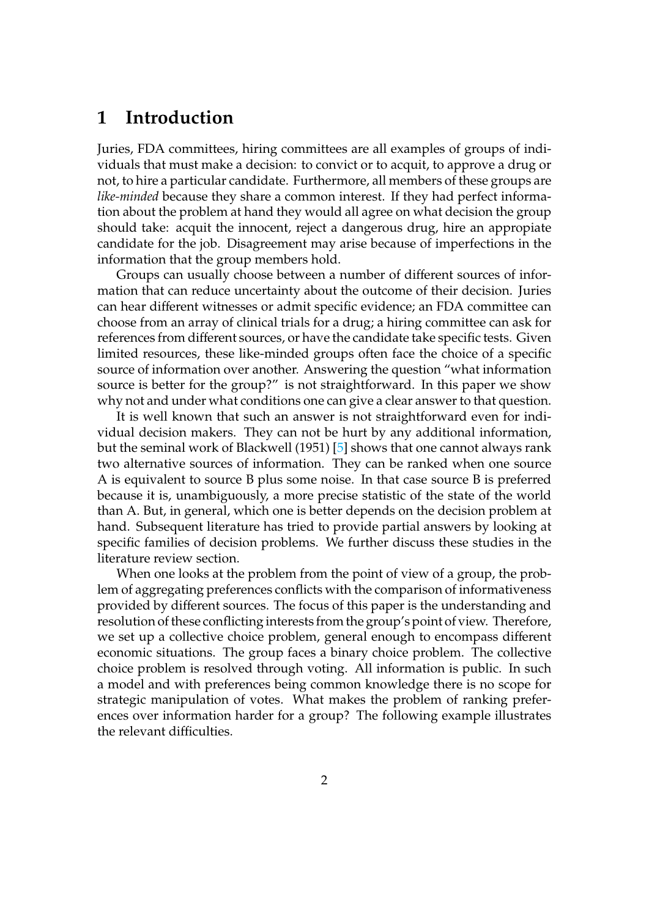# 1 Introduction

Juries, FDA committees, hiring committees are all examples of groups of individuals that must make a decision: to convict or to acquit, to approve a drug or not, to hire a particular candidate. Furthermore, all members of these groups are *like-minded* because they share a common interest. If they had perfect information about the problem at hand they would all agree on what decision the group should take: acquit the innocent, reject a dangerous drug, hire an appropiate candidate for the job. Disagreement may arise because of imperfections in the information that the group members hold.

Groups can usually choose between a number of different sources of information that can reduce uncertainty about the outcome of their decision. Juries can hear different witnesses or admit specific evidence; an FDA committee can choose from an array of clinical trials for a drug; a hiring committee can ask for references from different sources, or have the candidate take specific tests. Given limited resources, these like-minded groups often face the choice of a specific source of information over another. Answering the question "what information source is better for the group?" is not straightforward. In this paper we show why not and under what conditions one can give a clear answer to that question.

It is well known that such an answer is not straightforward even for individual decision makers. They can not be hurt by any additional information, but the seminal work of Blackwell (1951) [5] shows that one cannot always rank two alternative sources of information. They can be ranked when one source A is equivalent to source B plus some noise. In that case source B is preferred because it is, unambiguously, a more precise statistic of the state of the world than A. But, in general, which one is better depends on the decision problem at hand. Subsequent literature has tried to provide partial answers by looking at specific families of decision problems. We further discuss these studies in the literature review section.

When one looks at the problem from the point of view of a group, the problem of aggregating preferences conflicts with the comparison of informativeness provided by different sources. The focus of this paper is the understanding and resolution of these conflicting interests from the group's point of view. Therefore, we set up a collective choice problem, general enough to encompass different economic situations. The group faces a binary choice problem. The collective choice problem is resolved through voting. All information is public. In such a model and with preferences being common knowledge there is no scope for strategic manipulation of votes. What makes the problem of ranking preferences over information harder for a group? The following example illustrates the relevant difficulties.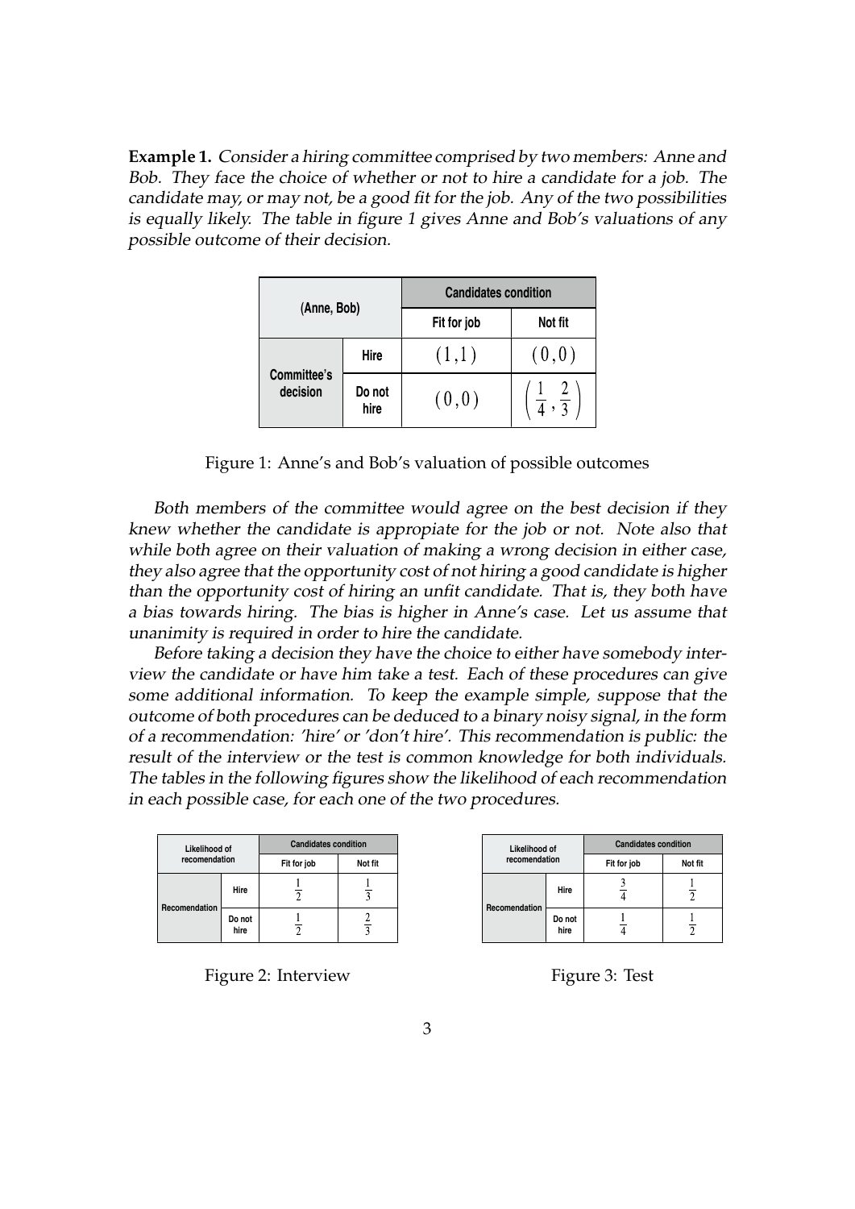**Example 1.** *Consider a hiring committee comprised by two members: Anne and Bob. They face the choice of whether or not to hire a candidate for a job. The candidate may, or may not, be a good fit for the job. Any of the two possibilities is equally likely. The table in figure 1 gives Anne and Bob's valuations of any possible outcome of their decision.*

| (Anne, Bob) | | Candidates condition | |
|---|---|---|---|
| | | Fit for job | Not fit |
| Committee's decision | Hire | $(1,1)$ | $(0,0)$ |
| | Do not hire | $(0,0)$ | $\left(\frac{1}{4}, \frac{2}{3}\right)$ |

Figure 1: Anne's and Bob's valuation of possible outcomes

*Both members of the committee would agree on the best decision if they knew whether the candidate is appropiate for the job or not. Note also that while both agree on their valuation of making a wrong decision in either case, they also agree that the opportunity cost of not hiring a good candidate is higher than the opportunity cost of hiring an unfit candidate. That is, they both have a bias towards hiring. The bias is higher in Anne's case. Let us assume that unanimity is required in order to hire the candidate.*

*Before taking a decision they have the choice to either have somebody interview the candidate or have him take a test. Each of these procedures can give some additional information. To keep the example simple, suppose that the outcome of both procedures can be deduced to a binary noisy signal, in the form of a recommendation: 'hire' or 'don't hire'. This recommendation is public: the result of the interview or the test is common knowledge for both individuals. The tables in the following figures show the likelihood of each recommendation in each possible case, for each one of the two procedures.*

| Likelihood of recomendation | | Candidates condition | |
|---|---|---|---|
| | | Fit for job | Not fit |
| Recomendation | Hire | $\frac{1}{2}$ | $\frac{1}{3}$ |
| | Do not hire | $\frac{1}{2}$ | $\frac{2}{3}$ |

Figure 2: Interview

| Likelihood of recomendation | | Candidates condition | |
|---|---|---|---|
| | | Fit for job | Not fit |
| Recomendation | Hire | $\frac{3}{4}$ | $\frac{1}{2}$ |
| | Do not hire | $\frac{1}{4}$ | $\frac{1}{2}$ |

Figure 3: Test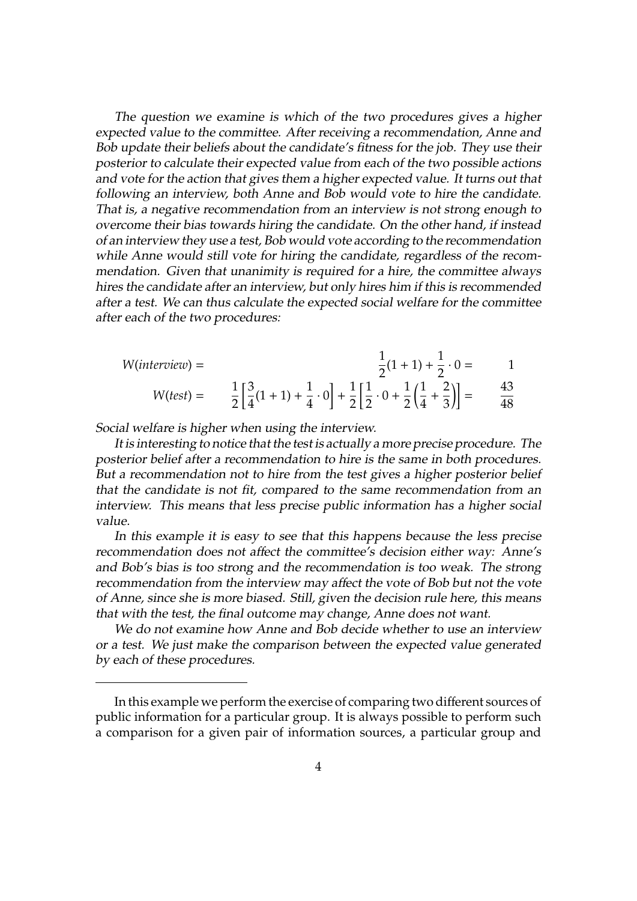*The question we examine is which of the two procedures gives a higher expected value to the committee. After receiving a recommendation, Anne and Bob update their beliefs about the candidate's fitness for the job. They use their posterior to calculate their expected value from each of the two possible actions and vote for the action that gives them a higher expected value. It turns out that following an interview, both Anne and Bob would vote to hire the candidate. That is, a negative recommendation from an interview is not strong enough to overcome their bias towards hiring the candidate. On the other hand, if instead of an interview they use a test, Bob would vote according to the recommendation while Anne would still vote for hiring the candidate, regardless of the recommendation. Given that unanimity is required for a hire, the committee always hires the candidate after an interview, but only hires him if this is recommended after a test. We can thus calculate the expected social welfare for the committee after each of the two procedures:*

$$W(interview) = \frac{1}{2}(1+1) + \frac{1}{2}\cdot 0 = 1$$

$$W(test) = \frac{1}{2}\left[\frac{3}{4}(1+1) + \frac{1}{4}\cdot 0\right] + \frac{1}{2}\left[\frac{1}{2}\cdot 0 + \frac{1}{2}\left(\frac{1}{4}+\frac{2}{3}\right)\right] = \frac{43}{48}$$

*Social welfare is higher when using the interview.*

*It is interesting to notice that the test is actually a more precise procedure. The posterior belief after a recommendation to hire is the same in both procedures. But a recommendation not to hire from the test gives a higher posterior belief that the candidate is not fit, compared to the same recommendation from an interview. This means that less precise public information has a higher social value.*

*In this example it is easy to see that this happens because the less precise recommendation does not affect the committee's decision either way: Anne's and Bob's bias is too strong and the recommendation is too weak. The strong recommendation from the interview may affect the vote of Bob but not the vote of Anne, since she is more biased. Still, given the decision rule here, this means that with the test, the final outcome may change, Anne does not want.*

*We do not examine how Anne and Bob decide whether to use an interview or a test. We just make the comparison between the expected value generated by each of these procedures.*

---

In this example we perform the exercise of comparing two different sources of public information for a particular group. It is always possible to perform such a comparison for a given pair of information sources, a particular group and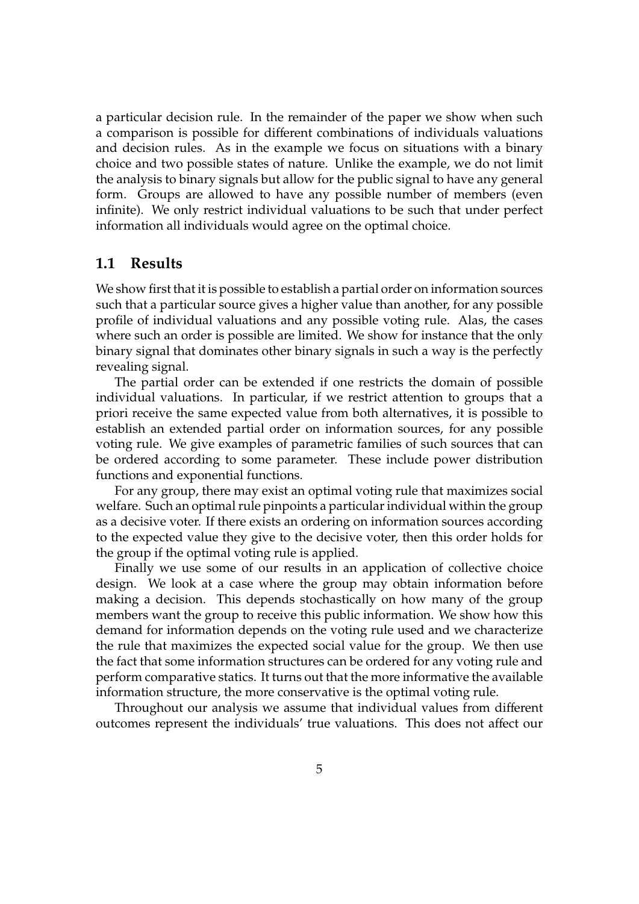a particular decision rule. In the remainder of the paper we show when such a comparison is possible for different combinations of individuals valuations and decision rules. As in the example we focus on situations with a binary choice and two possible states of nature. Unlike the example, we do not limit the analysis to binary signals but allow for the public signal to have any general form. Groups are allowed to have any possible number of members (even infinite). We only restrict individual valuations to be such that under perfect information all individuals would agree on the optimal choice.

## 1.1 Results

We show first that it is possible to establish a partial order on information sources such that a particular source gives a higher value than another, for any possible profile of individual valuations and any possible voting rule. Alas, the cases where such an order is possible are limited. We show for instance that the only binary signal that dominates other binary signals in such a way is the perfectly revealing signal.

The partial order can be extended if one restricts the domain of possible individual valuations. In particular, if we restrict attention to groups that a priori receive the same expected value from both alternatives, it is possible to establish an extended partial order on information sources, for any possible voting rule. We give examples of parametric families of such sources that can be ordered according to some parameter. These include power distribution functions and exponential functions.

For any group, there may exist an optimal voting rule that maximizes social welfare. Such an optimal rule pinpoints a particular individual within the group as a decisive voter. If there exists an ordering on information sources according to the expected value they give to the decisive voter, then this order holds for the group if the optimal voting rule is applied.

Finally we use some of our results in an application of collective choice design. We look at a case where the group may obtain information before making a decision. This depends stochastically on how many of the group members want the group to receive this public information. We show how this demand for information depends on the voting rule used and we characterize the rule that maximizes the expected social value for the group. We then use the fact that some information structures can be ordered for any voting rule and perform comparative statics. It turns out that the more informative the available information structure, the more conservative is the optimal voting rule.

Throughout our analysis we assume that individual values from different outcomes represent the individuals' true valuations. This does not affect our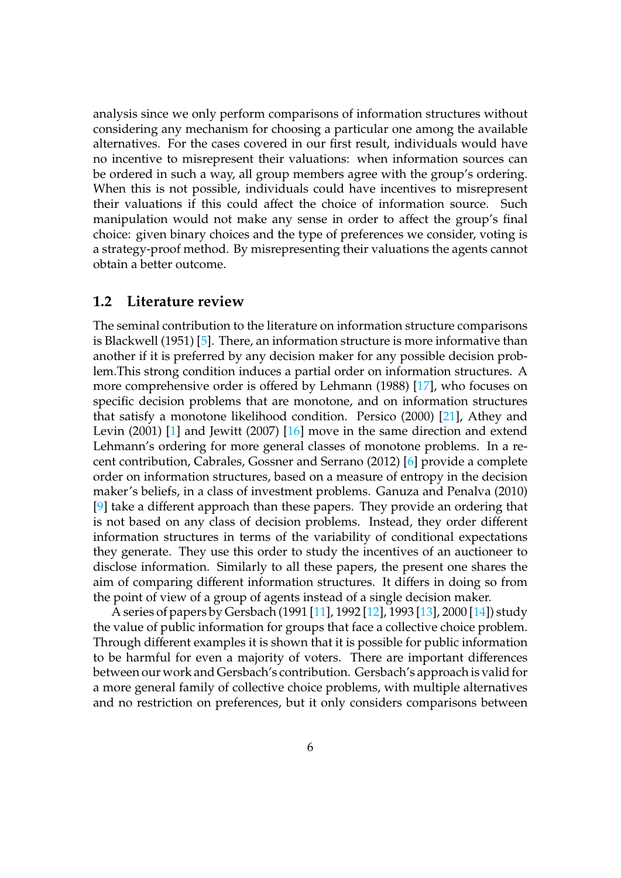analysis since we only perform comparisons of information structures without considering any mechanism for choosing a particular one among the available alternatives. For the cases covered in our first result, individuals would have no incentive to misrepresent their valuations: when information sources can be ordered in such a way, all group members agree with the group's ordering. When this is not possible, individuals could have incentives to misrepresent their valuations if this could affect the choice of information source. Such manipulation would not make any sense in order to affect the group's final choice: given binary choices and the type of preferences we consider, voting is a strategy-proof method. By misrepresenting their valuations the agents cannot obtain a better outcome.

## 1.2 Literature review

The seminal contribution to the literature on information structure comparisons is Blackwell (1951) [5]. There, an information structure is more informative than another if it is preferred by any decision maker for any possible decision problem.This strong condition induces a partial order on information structures. A more comprehensive order is offered by Lehmann (1988) [17], who focuses on specific decision problems that are monotone, and on information structures that satisfy a monotone likelihood condition. Persico (2000) [21], Athey and Levin (2001) [1] and Jewitt (2007) [16] move in the same direction and extend Lehmann's ordering for more general classes of monotone problems. In a recent contribution, Cabrales, Gossner and Serrano (2012) [6] provide a complete order on information structures, based on a measure of entropy in the decision maker's beliefs, in a class of investment problems. Ganuza and Penalva (2010) [9] take a different approach than these papers. They provide an ordering that is not based on any class of decision problems. Instead, they order different information structures in terms of the variability of conditional expectations they generate. They use this order to study the incentives of an auctioneer to disclose information. Similarly to all these papers, the present one shares the aim of comparing different information structures. It differs in doing so from the point of view of a group of agents instead of a single decision maker.

A series of papers by Gersbach (1991 [11], 1992 [12], 1993 [13], 2000 [14]) study the value of public information for groups that face a collective choice problem. Through different examples it is shown that it is possible for public information to be harmful for even a majority of voters. There are important differences between our work and Gersbach's contribution. Gersbach's approach is valid for a more general family of collective choice problems, with multiple alternatives and no restriction on preferences, but it only considers comparisons between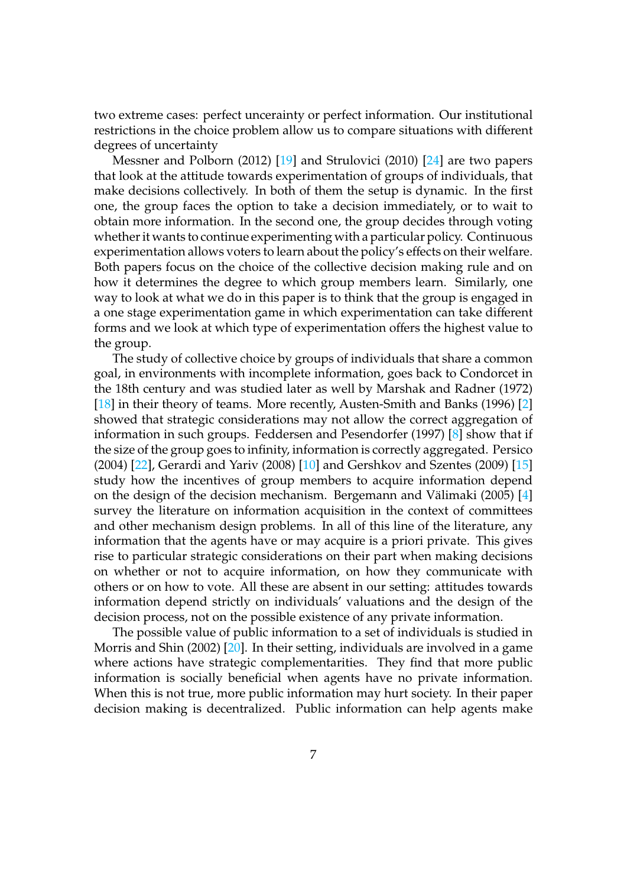two extreme cases: perfect unceraintry or perfect information. Our institutional restrictions in the choice problem allow us to compare situations with different degrees of uncertainty

Messner and Polborn (2012) [19] and Strulovici (2010) [24] are two papers that look at the attitude towards experimentation of groups of individuals, that make decisions collectively. In both of them the setup is dynamic. In the first one, the group faces the option to take a decision immediately, or to wait to obtain more information. In the second one, the group decides through voting whether it wants to continue experimenting with a particular policy. Continuous experimentation allows voters to learn about the policy's effects on their welfare. Both papers focus on the choice of the collective decision making rule and on how it determines the degree to which group members learn. Similarly, one way to look at what we do in this paper is to think that the group is engaged in a one stage experimentation game in which experimentation can take different forms and we look at which type of experimentation offers the highest value to the group.

The study of collective choice by groups of individuals that share a common goal, in environments with incomplete information, goes back to Condorcet in the 18th century and was studied later as well by Marshak and Radner (1972) [18] in their theory of teams. More recently, Austen-Smith and Banks (1996) [2] showed that strategic considerations may not allow the correct aggregation of information in such groups. Feddersen and Pesendorfer (1997) [8] show that if the size of the group goes to infinity, information is correctly aggregated. Persico (2004) [22], Gerardi and Yariv (2008) [10] and Gershkov and Szentes (2009) [15] study how the incentives of group members to acquire information depend on the design of the decision mechanism. Bergemann and Välimaki (2005) [4] survey the literature on information acquisition in the context of committees and other mechanism design problems. In all of this line of the literature, any information that the agents have or may acquire is a priori private. This gives rise to particular strategic considerations on their part when making decisions on whether or not to acquire information, on how they communicate with others or on how to vote. All these are absent in our setting: attitudes towards information depend strictly on individuals' valuations and the design of the decision process, not on the possible existence of any private information.

The possible value of public information to a set of individuals is studied in Morris and Shin (2002) [20]. In their setting, individuals are involved in a game where actions have strategic complementarities. They find that more public information is socially beneficial when agents have no private information. When this is not true, more public information may hurt society. In their paper decision making is decentralized. Public information can help agents make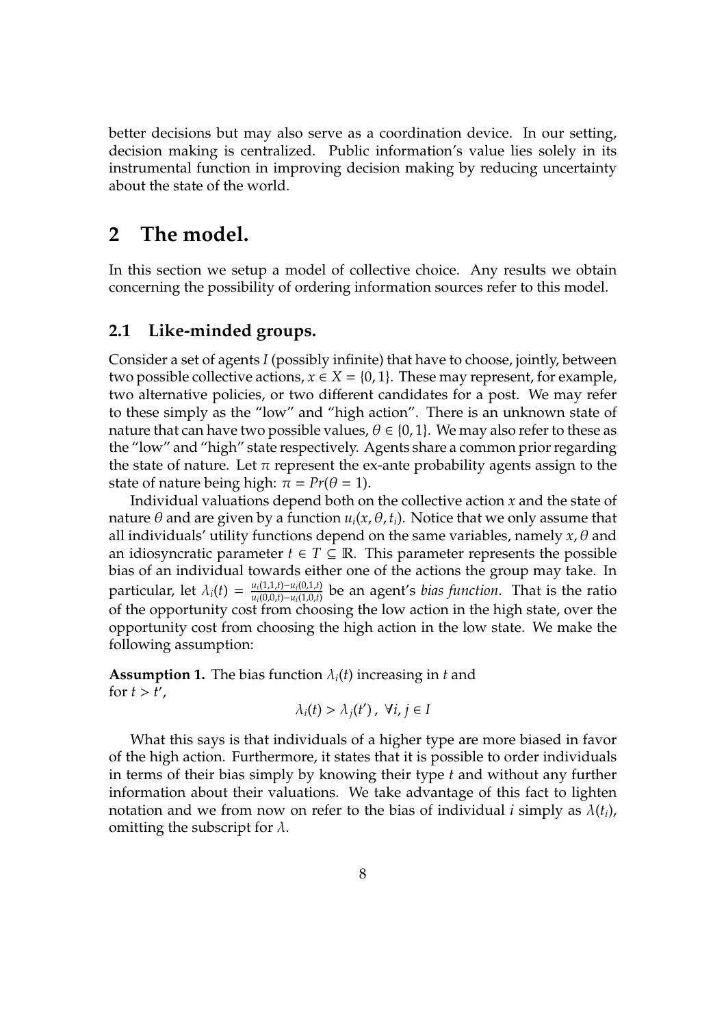better decisions but may also serve as a coordination device. In our setting, decision making is centralized. Public information's value lies solely in its instrumental function in improving decision making by reducing uncertainty about the state of the world.

## 2 The model.

In this section we setup a model of collective choice. Any results we obtain concerning the possibility of ordering information sources refer to this model.

### 2.1 Like-minded groups.

Consider a set of agents $I$ (possibly infinite) that have to choose, jointly, between two possible collective actions, $x \in X = \{0, 1\}$. These may represent, for example, two alternative policies, or two different candidates for a post. We may refer to these simply as the "low" and "high action". There is an unknown state of nature that can have two possible values, $\theta \in \{0, 1\}$. We may also refer to these as the "low" and "high" state respectively. Agents share a common prior regarding the state of nature. Let $\pi$ represent the ex-ante probability agents assign to the state of nature being high: $\pi = Pr(\theta = 1)$.

Individual valuations depend both on the collective action $x$ and the state of nature $\theta$ and are given by a function $u_i(x, \theta, t_i)$. Notice that we only assume that all individuals' utility functions depend on the same variables, namely $x$, $\theta$ and an idiosyncratic parameter $t \in T \subseteq \mathbb{R}$. This parameter represents the possible bias of an individual towards either one of the actions the group may take. In particular, let $\lambda_i(t) = \frac{u_i(1,1,t)-u_i(0,1,t)}{u_i(0,0,t)-u_i(1,0,t)}$ be an agent's *bias function*. That is the ratio of the opportunity cost from choosing the low action in the high state, over the opportunity cost from choosing the high action in the low state. We make the following assumption:

**Assumption 1.** The bias function $\lambda_i(t)$ increasing in $t$ and for $t > t'$,

$$\lambda_i(t) > \lambda_j(t') \, , \; \forall i, j \in I$$

What this says is that individuals of a higher type are more biased in favor of the high action. Furthermore, it states that it is possible to order individuals in terms of their bias simply by knowing their type $t$ and without any further information about their valuations. We take advantage of this fact to lighten notation and we from now on refer to the bias of individual $i$ simply as $\lambda(t_i)$, omitting the subscript for $\lambda$.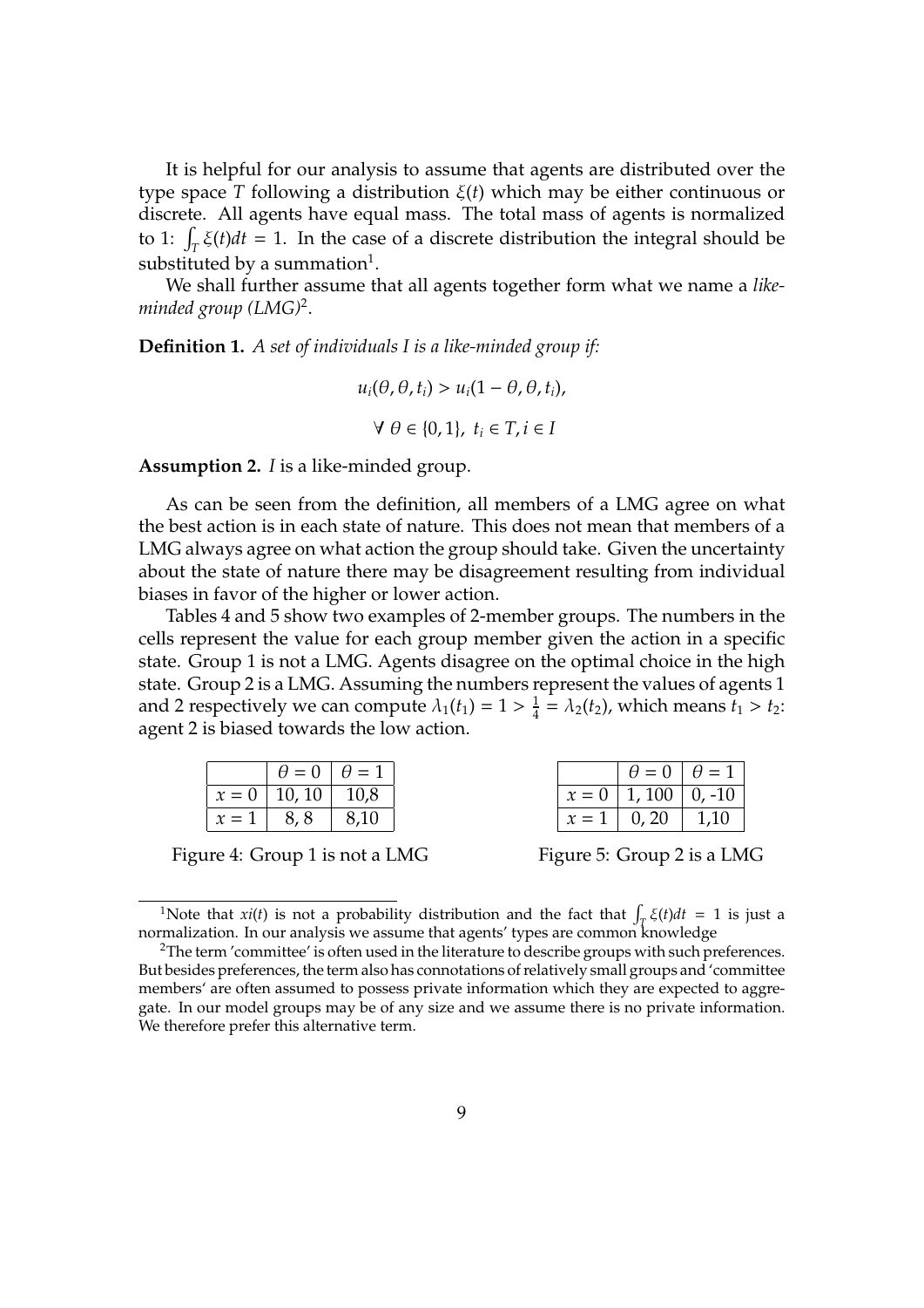It is helpful for our analysis to assume that agents are distributed over the type space $T$ following a distribution $\xi(t)$ which may be either continuous or discrete. All agents have equal mass. The total mass of agents is normalized to 1: $\int_T \xi(t)dt = 1$. In the case of a discrete distribution the integral should be substituted by a summation[1].

We shall further assume that all agents together form what we name a *like-minded group (LMG)*[2].

**Definition 1.** *A set of individuals I is a like-minded group if:*

$$u_i(\theta, \theta, t_i) > u_i(1 - \theta, \theta, t_i),$$

$$\forall\ \theta \in \{0, 1\},\ t_i \in T, i \in I$$

**Assumption 2.** *I* is a like-minded group.

As can be seen from the definition, all members of a LMG agree on what the best action is in each state of nature. This does not mean that members of a LMG always agree on what action the group should take. Given the uncertainty about the state of nature there may be disagreement resulting from individual biases in favor of the higher or lower action.

Tables 4 and 5 show two examples of 2-member groups. The numbers in the cells represent the value for each group member given the action in a specific state. Group 1 is not a LMG. Agents disagree on the optimal choice in the high state. Group 2 is a LMG. Assuming the numbers represent the values of agents 1 and 2 respectively we can compute $\lambda_1(t_1) = 1 > \frac{1}{4} = \lambda_2(t_2)$, which means $t_1 > t_2$: agent 2 is biased towards the low action.

| | $\theta = 0$ | $\theta = 1$ |
|---|---|---|
| $x = 0$ | 10, 10 | 10,8 |
| $x = 1$ | 8, 8 | 8,10 |

Figure 4: Group 1 is not a LMG

| | $\theta = 0$ | $\theta = 1$ |
|---|---|---|
| $x = 0$ | 1, 100 | 0, -10 |
| $x = 1$ | 0, 20 | 1,10 |

Figure 5: Group 2 is a LMG

---

[1]Note that $xi(t)$ is not a probability distribution and the fact that $\int_T \xi(t)dt = 1$ is just a normalization. In our analysis we assume that agents' types are common knowledge

[2]The term 'committee' is often used in the literature to describe groups with such preferences. But besides preferences, the term also has connotations of relatively small groups and 'committee members' are often assumed to possess private information which they are expected to aggregate. In our model groups may be of any size and we assume there is no private information. We therefore prefer this alternative term.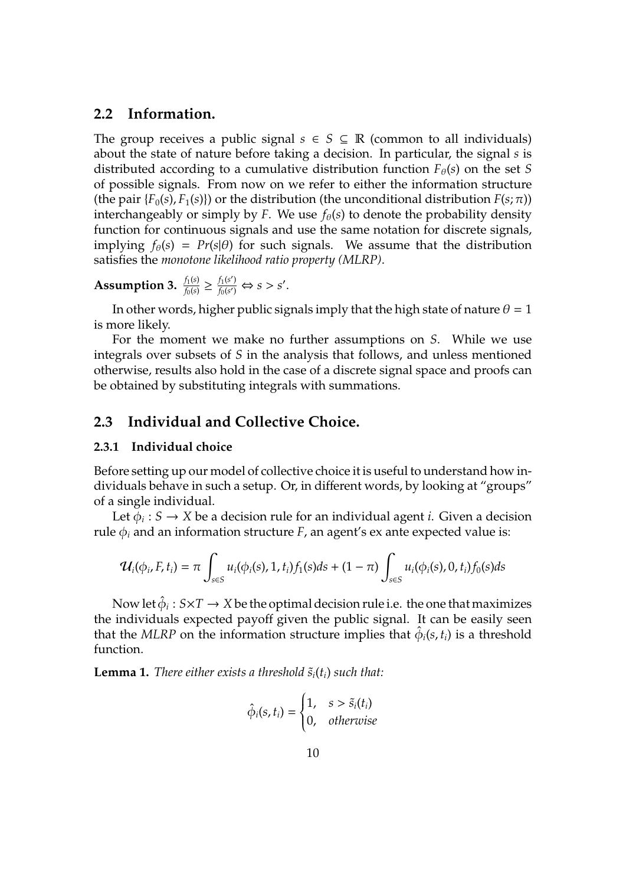## 2.2 Information.

The group receives a public signal $s \in S \subseteq \mathbb{R}$ (common to all individuals) about the state of nature before taking a decision. In particular, the signal $s$ is distributed according to a cumulative distribution function $F_\theta(s)$ on the set $S$ of possible signals. From now on we refer to either the information structure (the pair $\{F_0(s), F_1(s)\}$) or the distribution (the unconditional distribution $F(s;\pi)$) interchangeably or simply by $F$. We use $f_\theta(s)$ to denote the probability density function for continuous signals and use the same notation for discrete signals, implying $f_\theta(s) = Pr(s|\theta)$ for such signals. We assume that the distribution satisfies the *monotone likelihood ratio property (MLRP)*.

**Assumption 3.** $\frac{f_1(s)}{f_0(s)} \geq \frac{f_1(s')}{f_0(s')} \Leftrightarrow s > s'$.

In other words, higher public signals imply that the high state of nature $\theta = 1$ is more likely.

For the moment we make no further assumptions on $S$. While we use integrals over subsets of $S$ in the analysis that follows, and unless mentioned otherwise, results also hold in the case of a discrete signal space and proofs can be obtained by substituting integrals with summations.

## 2.3 Individual and Collective Choice.

### 2.3.1 Individual choice

Before setting up our model of collective choice it is useful to understand how individuals behave in such a setup. Or, in different words, by looking at "groups" of a single individual.

Let $\phi_i : S \to X$ be a decision rule for an individual agent $i$. Given a decision rule $\phi_i$ and an information structure $F$, an agent's ex ante expected value is:

$$\mathcal{U}_i(\phi_i, F, t_i) = \pi \int_{s \in S} u_i(\phi_i(s), 1, t_i) f_1(s) ds + (1 - \pi) \int_{s \in S} u_i(\phi_i(s), 0, t_i) f_0(s) ds$$

Now let $\hat{\phi}_i : S \times T \to X$ be the optimal decision rule i.e. the one that maximizes the individuals expected payoff given the public signal. It can be easily seen that the *MLRP* on the information structure implies that $\hat{\phi}_i(s, t_i)$ is a threshold function.

**Lemma 1.** *There either exists a threshold $\tilde{s}_i(t_i)$ such that:*

$$\hat{\phi}_i(s, t_i) = \begin{cases} 1, & s > \tilde{s}_i(t_i) \\ 0, & \textit{otherwise} \end{cases}$$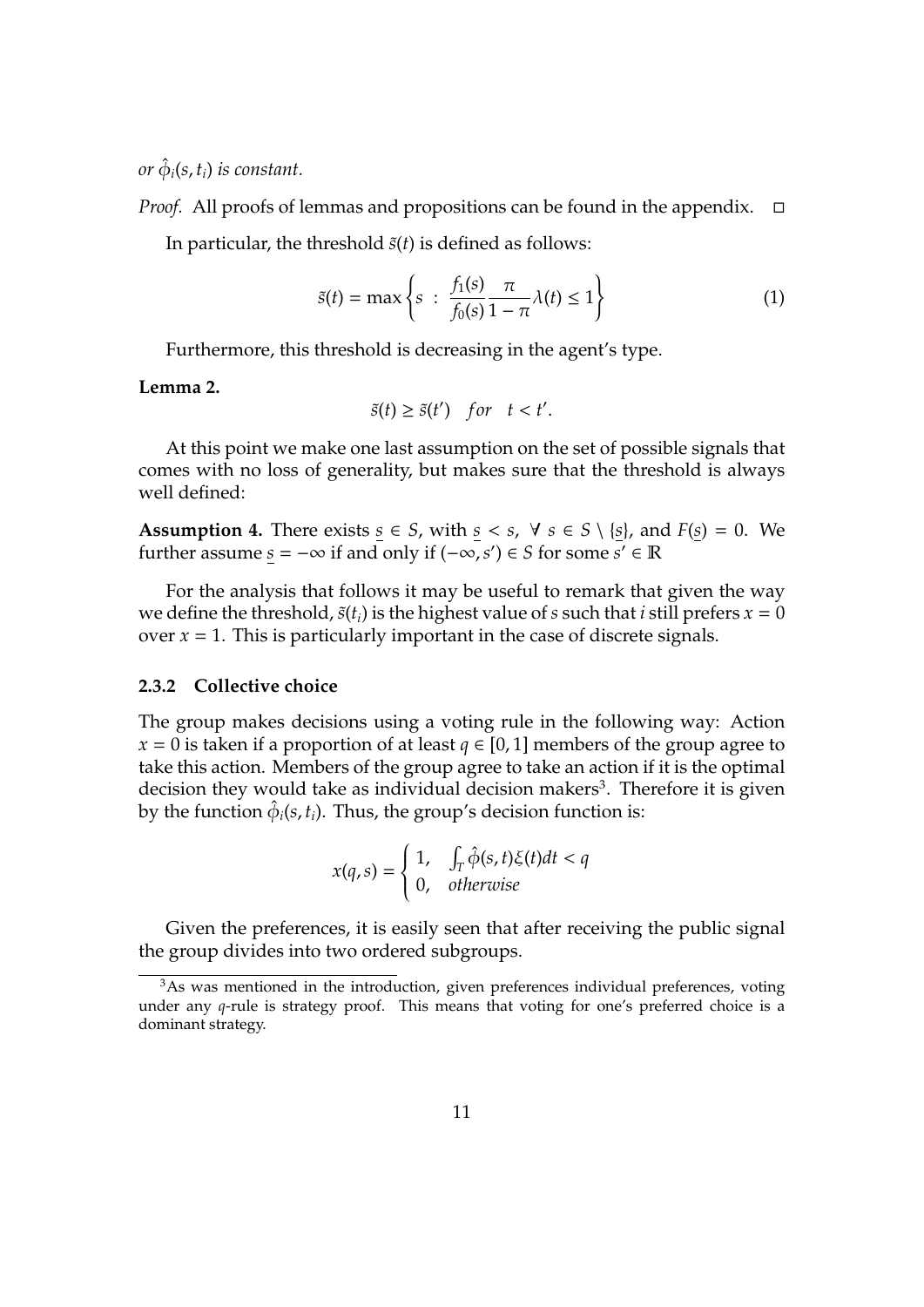*or $\hat{\phi}_i(s, t_i)$ is constant.*

*Proof.* All proofs of lemmas and propositions can be found in the appendix. □

In particular, the threshold $\tilde{s}(t)$ is defined as follows:

$$\tilde{s}(t) = \max\left\{ s \; : \; \frac{f_1(s)}{f_0(s)} \frac{\pi}{1-\pi} \lambda(t) \leq 1 \right\} \tag{1}$$

Furthermore, this threshold is decreasing in the agent's type.

**Lemma 2.**

$$\tilde{s}(t) \geq \tilde{s}(t') \quad for \quad t < t'.$$

At this point we make one last assumption on the set of possible signals that comes with no loss of generality, but makes sure that the threshold is always well defined:

**Assumption 4.** There exists $\underline{s} \in S$, with $\underline{s} < s$, $\forall\, s \in S \setminus \{\underline{s}\}$, and $F(\underline{s}) = 0$. We further assume $\underline{s} = -\infty$ if and only if $(-\infty, s') \in S$ for some $s' \in \mathbb{R}$

For the analysis that follows it may be useful to remark that given the way we define the threshold, $\tilde{s}(t_i)$ is the highest value of $s$ such that $i$ still prefers $x = 0$ over $x = 1$. This is particularly important in the case of discrete signals.

### 2.3.2 Collective choice

The group makes decisions using a voting rule in the following way: Action $x = 0$ is taken if a proportion of at least $q \in [0, 1]$ members of the group agree to take this action. Members of the group agree to take an action if it is the optimal decision they would take as individual decision makers[3]. Therefore it is given by the function $\hat{\phi}_i(s, t_i)$. Thus, the group's decision function is:

$$x(q, s) = \begin{cases} 1, & \int_T \hat{\phi}(s, t)\xi(t)dt < q \\ 0, & otherwise \end{cases}$$

Given the preferences, it is easily seen that after receiving the public signal the group divides into two ordered subgroups.

[3]As was mentioned in the introduction, given preferences individual preferences, voting under any $q$-rule is strategy proof. This means that voting for one's preferred choice is a dominant strategy.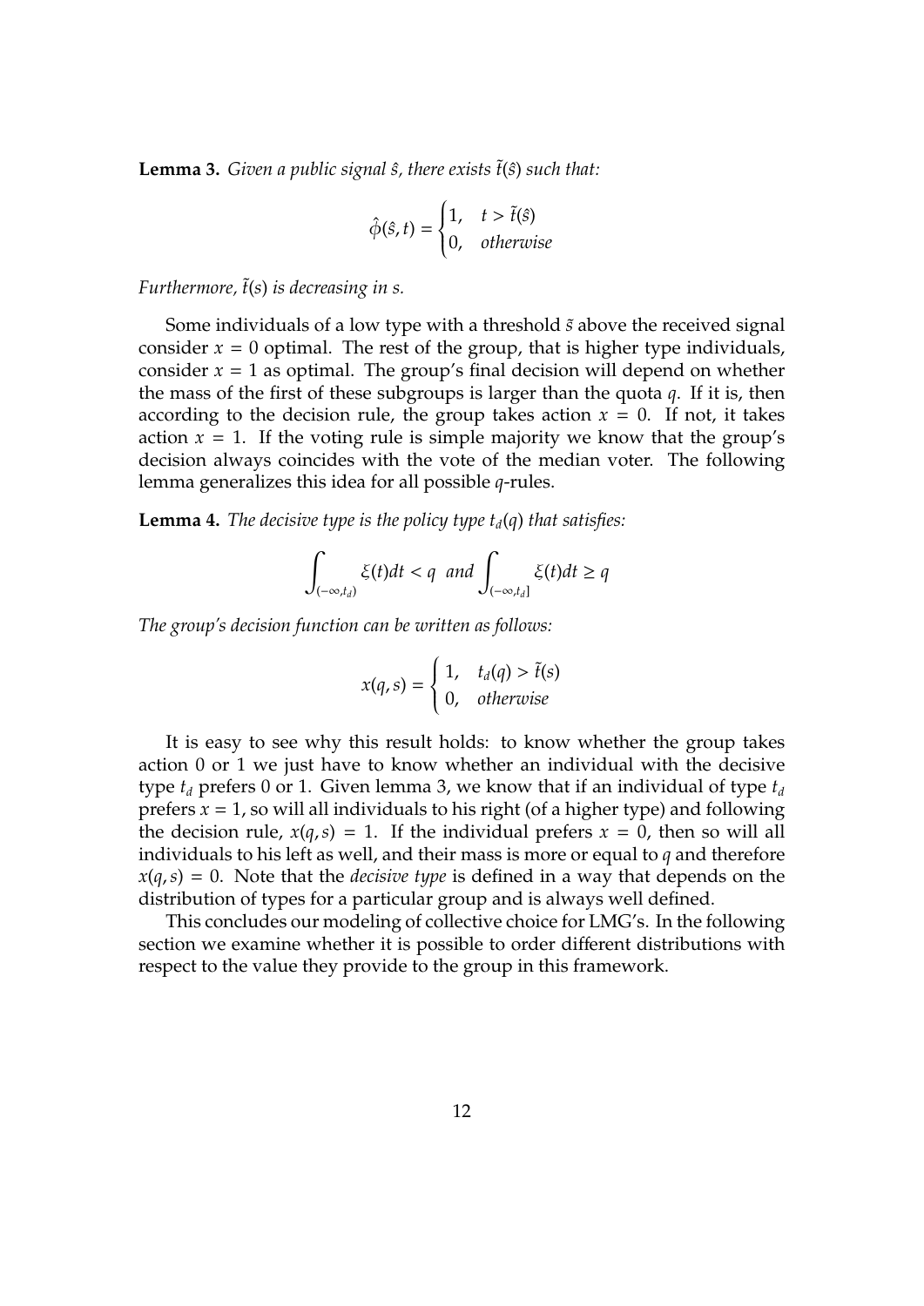**Lemma 3.** *Given a public signal $\hat{s}$, there exists $\tilde{t}(\hat{s})$ such that:*

$$\hat{\phi}(\hat{s}, t) = \begin{cases} 1, & t > \tilde{t}(\hat{s}) \\ 0, & \text{otherwise} \end{cases}$$

*Furthermore, $\tilde{t}(s)$ is decreasing in s.*

Some individuals of a low type with a threshold $\tilde{s}$ above the received signal consider $x = 0$ optimal. The rest of the group, that is higher type individuals, consider $x = 1$ as optimal. The group's final decision will depend on whether the mass of the first of these subgroups is larger than the quota $q$. If it is, then according to the decision rule, the group takes action $x = 0$. If not, it takes action $x = 1$. If the voting rule is simple majority we know that the group's decision always coincides with the vote of the median voter. The following lemma generalizes this idea for all possible $q$-rules.

**Lemma 4.** *The decisive type is the policy type $t_d(q)$ that satisfies:*

$$\int_{(-\infty, t_d)} \xi(t)dt < q \ \text{ and } \int_{(-\infty, t_d]} \xi(t)dt \geq q$$

*The group's decision function can be written as follows:*

$$x(q, s) = \begin{cases} 1, & t_d(q) > \tilde{t}(s) \\ 0, & \text{otherwise} \end{cases}$$

It is easy to see why this result holds: to know whether the group takes action 0 or 1 we just have to know whether an individual with the decisive type $t_d$ prefers 0 or 1. Given lemma 3, we know that if an individual of type $t_d$ prefers $x = 1$, so will all individuals to his right (of a higher type) and following the decision rule, $x(q, s) = 1$. If the individual prefers $x = 0$, then so will all individuals to his left as well, and their mass is more or equal to $q$ and therefore $x(q, s) = 0$. Note that the *decisive type* is defined in a way that depends on the distribution of types for a particular group and is always well defined.

This concludes our modeling of collective choice for LMG's. In the following section we examine whether it is possible to order different distributions with respect to the value they provide to the group in this framework.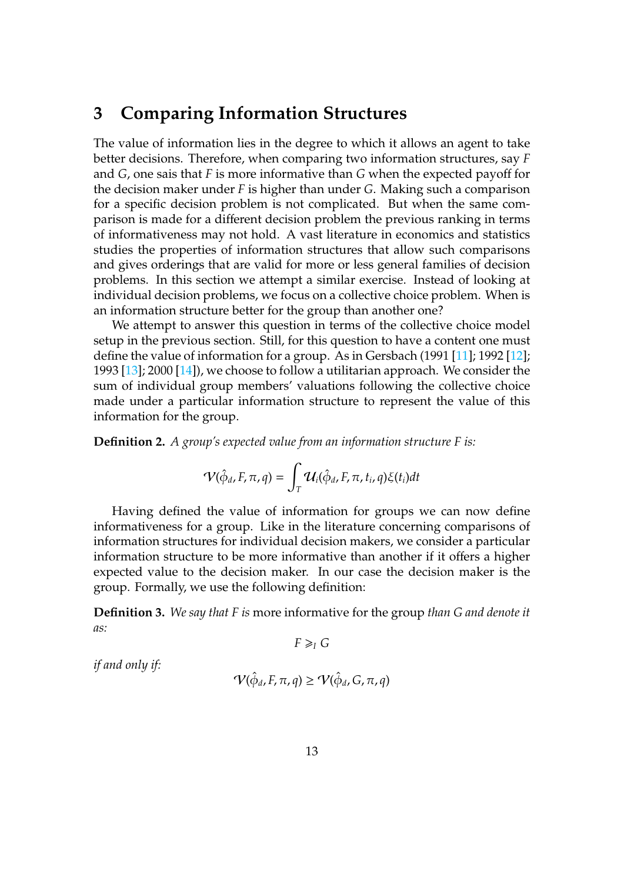## 3 Comparing Information Structures

The value of information lies in the degree to which it allows an agent to take better decisions. Therefore, when comparing two information structures, say $F$ and $G$, one sais that $F$ is more informative than $G$ when the expected payoff for the decision maker under $F$ is higher than under $G$. Making such a comparison for a specific decision problem is not complicated. But when the same comparison is made for a different decision problem the previous ranking in terms of informativeness may not hold. A vast literature in economics and statistics studies the properties of information structures that allow such comparisons and gives orderings that are valid for more or less general families of decision problems. In this section we attempt a similar exercise. Instead of looking at individual decision problems, we focus on a collective choice problem. When is an information structure better for the group than another one?

We attempt to answer this question in terms of the collective choice model setup in the previous section. Still, for this question to have a content one must define the value of information for a group. As in Gersbach (1991 [11]; 1992 [12]; 1993 [13]; 2000 [14]), we choose to follow a utilitarian approach. We consider the sum of individual group members' valuations following the collective choice made under a particular information structure to represent the value of this information for the group.

**Definition 2.** *A group's expected value from an information structure F is:*

$$\mathcal{V}(\hat{\phi}_d, F, \pi, q) = \int_T \mathcal{U}_i(\hat{\phi}_d, F, \pi, t_i, q)\xi(t_i)dt$$

Having defined the value of information for groups we can now define informativeness for a group. Like in the literature concerning comparisons of information structures for individual decision makers, we consider a particular information structure to be more informative than another if it offers a higher expected value to the decision maker. In our case the decision maker is the group. Formally, we use the following definition:

**Definition 3.** *We say that F is* more informative for the group *than G and denote it as:*

$$F \succcurlyeq_I G$$

*if and only if:*

$$\mathcal{V}(\hat{\phi}_d, F, \pi, q) \geq \mathcal{V}(\hat{\phi}_d, G, \pi, q)$$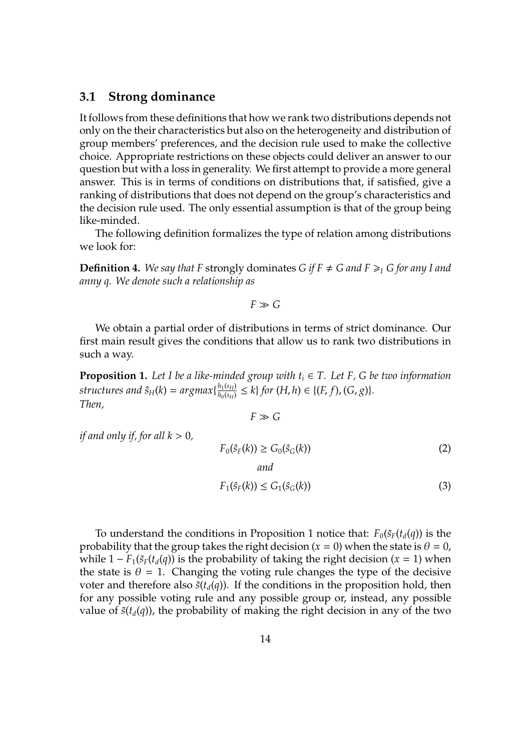### 3.1 Strong dominance

It follows from these definitions that how we rank two distributions depends not only on the their characteristics but also on the heterogeneity and distribution of group members' preferences, and the decision rule used to make the collective choice. Appropriate restrictions on these objects could deliver an answer to our question but with a loss in generality. We first attempt to provide a more general answer. This is in terms of conditions on distributions that, if satisfied, give a ranking of distributions that does not depend on the group's characteristics and the decision rule used. The only essential assumption is that of the group being like-minded.

The following definition formalizes the type of relation among distributions we look for:

**Definition 4.** *We say that F* strongly dominates *G if $F \neq G$ and $F \succcurlyeq_I G$ for any I and anny q. We denote such a relationship as*

$$F \gg G$$

We obtain a partial order of distributions in terms of strict dominance. Our first main result gives the conditions that allow us to rank two distributions in such a way.

**Proposition 1.** *Let I be a like-minded group with $t_i \in T$. Let F, G be two information structures and $\hat{s}_H(k) = argmax\{\frac{h_1(s_H)}{h_0(s_H)} \leq k\}$ for $(H, h) \in \{(F, f), (G, g)\}$.*
*Then,*

$$F \gg G$$

*if and only if, for all $k > 0$,*

$$F_0(\hat{s}_F(k)) \geq G_0(\hat{s}_G(k)) \tag{2}$$

*and*

$$F_1(\hat{s}_F(k)) \leq G_1(\hat{s}_G(k)) \tag{3}$$

To understand the conditions in Proposition 1 notice that: $F_0(\tilde{s}_F(t_d(q))$ is the probability that the group takes the right decision ($x = 0$) when the state is $\theta = 0$, while $1 - F_1(\tilde{s}_F(t_d(q))$ is the probability of taking the right decision ($x = 1$) when the state is $\theta = 1$. Changing the voting rule changes the type of the decisive voter and therefore also $\tilde{s}(t_d(q))$. If the conditions in the proposition hold, then for any possible voting rule and any possible group or, instead, any possible value of $\tilde{s}(t_d(q))$, the probability of making the right decision in any of the two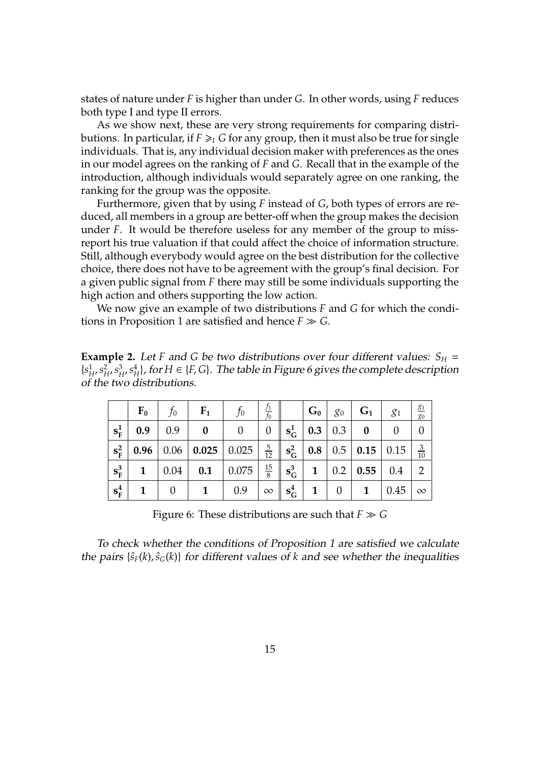states of nature under $F$ is higher than under $G$. In other words, using $F$ reduces both type I and type II errors.

As we show next, these are very strong requirements for comparing distributions. In particular, if $F \geqslant_I G$ for any group, then it must also be true for single individuals. That is, any individual decision maker with preferences as the ones in our model agrees on the ranking of $F$ and $G$. Recall that in the example of the introduction, although individuals would separately agree on one ranking, the ranking for the group was the opposite.

Furthermore, given that by using $F$ instead of $G$, both types of errors are reduced, all members in a group are better-off when the group makes the decision under $F$. It would be therefore useless for any member of the group to miss-report his true valuation if that could affect the choice of information structure. Still, although everybody would agree on the best distribution for the collective choice, there does not have to be agreement with the group's final decision. For a given public signal from $F$ there may still be some individuals supporting the high action and others supporting the low action.

We now give an example of two distributions $F$ and $G$ for which the conditions in Proposition 1 are satisfied and hence $F \gg G$.

**Example 2.** *Let $F$ and $G$ be two distributions over four different values: $S_H = \{s_H^1, s_H^2, s_H^3, s_H^4\}$, for $H \in \{F, G\}$. The table in Figure 6 gives the complete description of the two distributions.*

| | $\mathbf{F_0}$ | $f_0$ | $\mathbf{F_1}$ | $f_0$ | $\frac{f_1}{f_0}$ | | $\mathbf{G_0}$ | $g_0$ | $\mathbf{G_1}$ | $g_1$ | $\frac{g_1}{g_0}$ |
|---|---|---|---|---|---|---|---|---|---|---|---|
| $\mathbf{s_F^1}$ | **0.9** | 0.9 | **0** | 0 | 0 | $\mathbf{s_G^1}$ | **0.3** | 0.3 | **0** | 0 | 0 |
| $\mathbf{s_F^2}$ | **0.96** | 0.06 | **0.025** | 0.025 | $\frac{5}{12}$ | $\mathbf{s_G^2}$ | **0.8** | 0.5 | **0.15** | 0.15 | $\frac{3}{10}$ |
| $\mathbf{s_F^3}$ | **1** | 0.04 | **0.1** | 0.075 | $\frac{15}{8}$ | $\mathbf{s_G^3}$ | **1** | 0.2 | **0.55** | 0.4 | 2 |
| $\mathbf{s_F^4}$ | **1** | 0 | **1** | 0.9 | $\infty$ | $\mathbf{s_G^4}$ | **1** | 0 | **1** | 0.45 | $\infty$ |

Figure 6: These distributions are such that $F \gg G$

*To check whether the conditions of Proposition 1 are satisfied we calculate the pairs $\{\hat{s}_F(k), \hat{s}_G(k)\}$ for different values of $k$ and see whether the inequalities*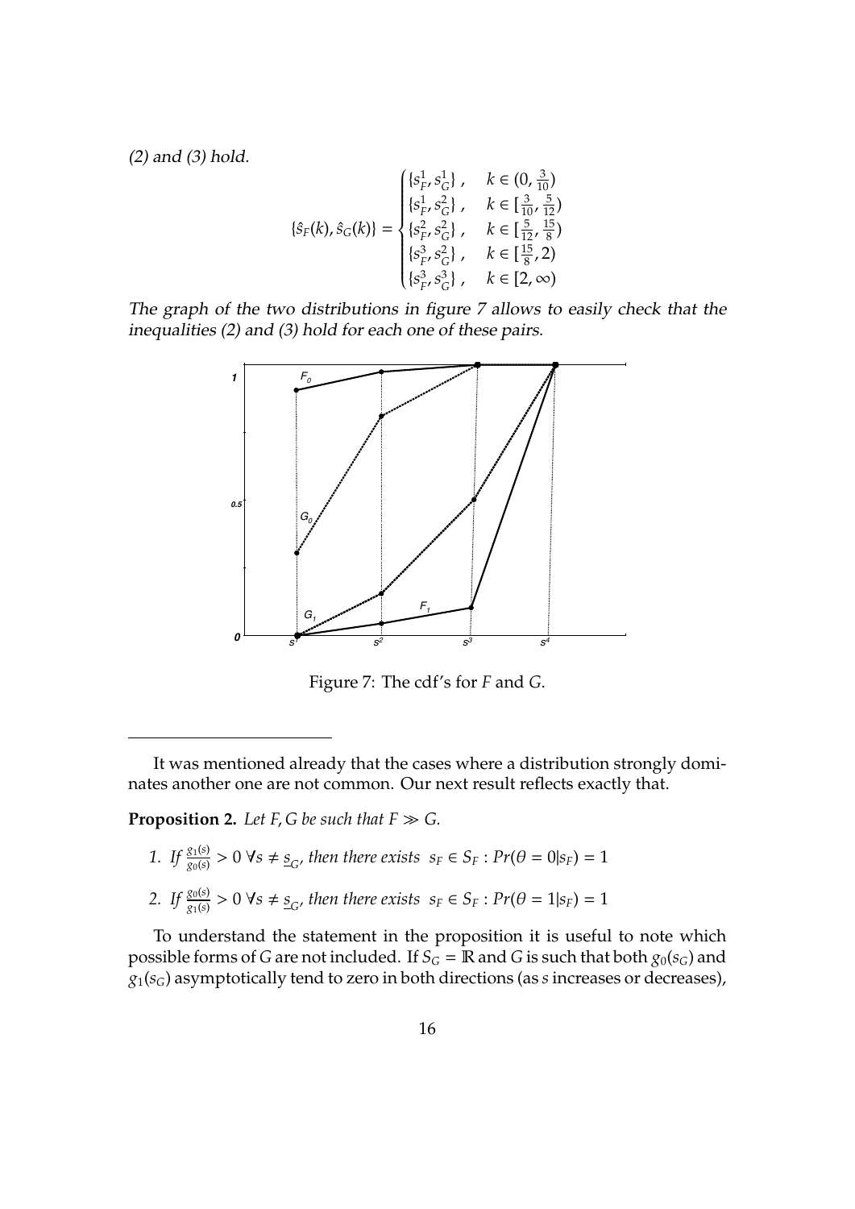*(2) and (3) hold.*

$$\{\hat{s}_F(k), \hat{s}_G(k)\} = \begin{cases} \{s_F^1, s_G^1\}, & k \in (0, \frac{3}{10}) \\ \{s_F^1, s_G^2\}, & k \in [\frac{3}{10}, \frac{5}{12}) \\ \{s_F^2, s_G^2\}, & k \in [\frac{5}{12}, \frac{15}{8}) \\ \{s_F^3, s_G^2\}, & k \in [\frac{15}{8}, 2) \\ \{s_F^3, s_G^3\}, & k \in [2, \infty) \end{cases}$$

*The graph of the two distributions in figure 7 allows to easily check that the inequalities (2) and (3) hold for each one of these pairs.*

Figure 7: The cdf's for $F$ and $G$.

---

It was mentioned already that the cases where a distribution strongly dominates another one are not common. Our next result reflects exactly that.

**Proposition 2.** *Let $F, G$ be such that $F \gg G$.*

1. *If $\frac{g_1(s)}{g_0(s)} > 0 \; \forall s \neq \underline{s}_G$, then there exists $s_F \in S_F : Pr(\theta = 0|s_F) = 1$*
2. *If $\frac{g_0(s)}{g_1(s)} > 0 \; \forall s \neq \underline{s}_G$, then there exists $s_F \in S_F : Pr(\theta = 1|s_F) = 1$*

To understand the statement in the proposition it is useful to note which possible forms of $G$ are not included. If $S_G = \mathbb{R}$ and $G$ is such that both $g_0(s_G)$ and $g_1(s_G)$ asymptotically tend to zero in both directions (as $s$ increases or decreases),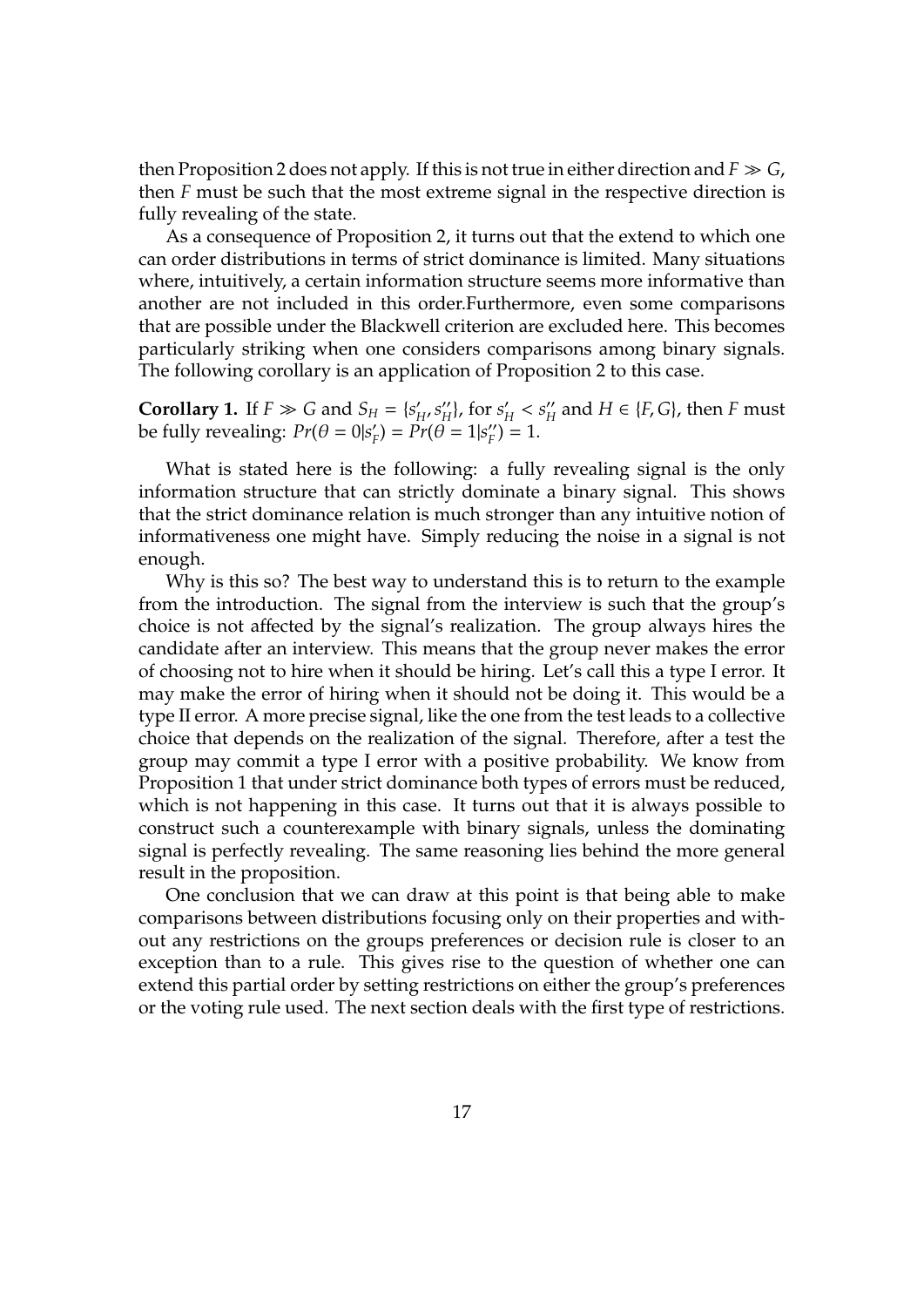then Proposition 2 does not apply. If this is not true in either direction and $F \gg G$, then $F$ must be such that the most extreme signal in the respective direction is fully revealing of the state.

As a consequence of Proposition 2, it turns out that the extend to which one can order distributions in terms of strict dominance is limited. Many situations where, intuitively, a certain information structure seems more informative than another are not included in this order.Furthermore, even some comparisons that are possible under the Blackwell criterion are excluded here. This becomes particularly striking when one considers comparisons among binary signals. The following corollary is an application of Proposition 2 to this case.

**Corollary 1.** If $F \gg G$ and $S_H = \{s'_H, s''_H\}$, for $s'_H < s''_H$ and $H \in \{F, G\}$, then $F$ must be fully revealing: $Pr(\theta = 0|s'_F) = Pr(\theta = 1|s''_F) = 1$.

What is stated here is the following: a fully revealing signal is the only information structure that can strictly dominate a binary signal. This shows that the strict dominance relation is much stronger than any intuitive notion of informativeness one might have. Simply reducing the noise in a signal is not enough.

Why is this so? The best way to understand this is to return to the example from the introduction. The signal from the interview is such that the group's choice is not affected by the signal's realization. The group always hires the candidate after an interview. This means that the group never makes the error of choosing not to hire when it should be hiring. Let's call this a type I error. It may make the error of hiring when it should not be doing it. This would be a type II error. A more precise signal, like the one from the test leads to a collective choice that depends on the realization of the signal. Therefore, after a test the group may commit a type I error with a positive probability. We know from Proposition 1 that under strict dominance both types of errors must be reduced, which is not happening in this case. It turns out that it is always possible to construct such a counterexample with binary signals, unless the dominating signal is perfectly revealing. The same reasoning lies behind the more general result in the proposition.

One conclusion that we can draw at this point is that being able to make comparisons between distributions focusing only on their properties and without any restrictions on the groups preferences or decision rule is closer to an exception than to a rule. This gives rise to the question of whether one can extend this partial order by setting restrictions on either the group's preferences or the voting rule used. The next section deals with the first type of restrictions.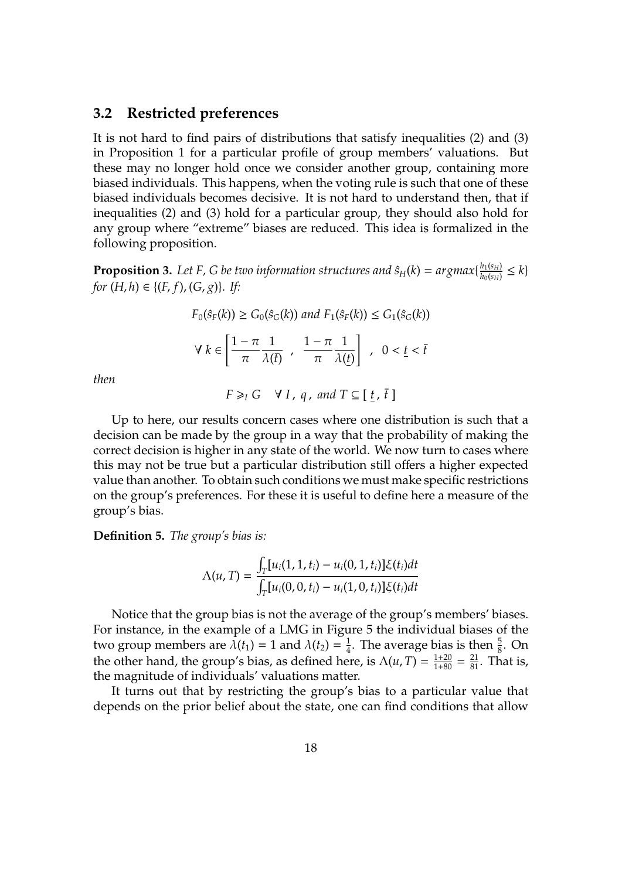### 3.2 Restricted preferences

It is not hard to find pairs of distributions that satisfy inequalities (2) and (3) in Proposition 1 for a particular profile of group members' valuations. But these may no longer hold once we consider another group, containing more biased individuals. This happens, when the voting rule is such that one of these biased individuals becomes decisive. It is not hard to understand then, that if inequalities (2) and (3) hold for a particular group, they should also hold for any group where "extreme" biases are reduced. This idea is formalized in the following proposition.

**Proposition 3.** *Let F, G be two information structures and* $\hat{s}_H(k) = argmax\{\frac{h_1(s_H)}{h_0(s_H)} \leq k\}$ *for* $(H, h) \in \{(F, f), (G, g)\}$. *If:*

$$F_0(\hat{s}_F(k)) \geq G_0(\hat{s}_G(k)) \text{ and } F_1(\hat{s}_F(k)) \leq G_1(\hat{s}_G(k))$$

$$\forall\ k \in \left[ \frac{1-\pi}{\pi}\frac{1}{\lambda(\bar{t})}\ ,\ \ \frac{1-\pi}{\pi}\frac{1}{\lambda(\underline{t})} \right]\ ,\ \ 0 < \underline{t} < \bar{t}$$

*then*

$$F \geqslant_I G \quad \forall\ I\ ,\ q\ ,\ \text{and } T \subseteq [\ \underline{t}\ ,\ \bar{t}\ ]$$

Up to here, our results concern cases where one distribution is such that a decision can be made by the group in a way that the probability of making the correct decision is higher in any state of the world. We now turn to cases where this may not be true but a particular distribution still offers a higher expected value than another. To obtain such conditions we must make specific restrictions on the group's preferences. For these it is useful to define here a measure of the group's bias.

**Definition 5.** *The group's bias is:*

$$\Lambda(u, T) = \frac{\int_T [u_i(1, 1, t_i) - u_i(0, 1, t_i)]\xi(t_i)dt}{\int_T [u_i(0, 0, t_i) - u_i(1, 0, t_i)]\xi(t_i)dt}$$

Notice that the group bias is not the average of the group's members' biases. For instance, in the example of a LMG in Figure 5 the individual biases of the two group members are $\lambda(t_1) = 1$ and $\lambda(t_2) = \frac{1}{4}$. The average bias is then $\frac{5}{8}$. On the other hand, the group's bias, as defined here, is $\Lambda(u, T) = \frac{1+20}{1+80} = \frac{21}{81}$. That is, the magnitude of individuals' valuations matter.

It turns out that by restricting the group's bias to a particular value that depends on the prior belief about the state, one can find conditions that allow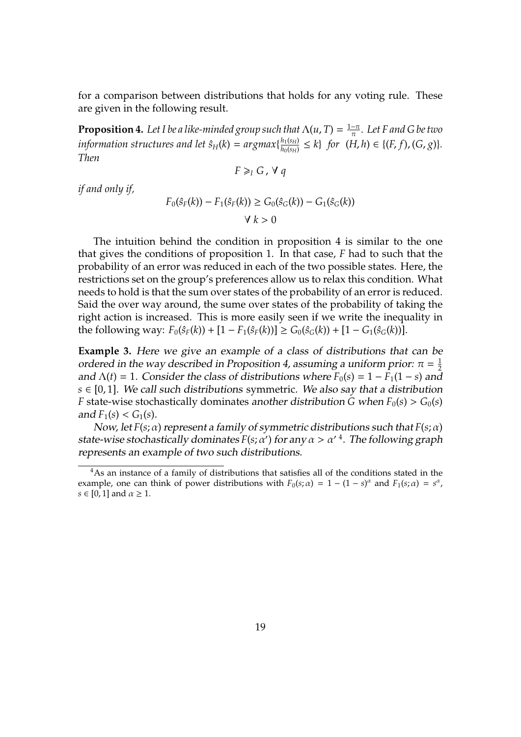for a comparison between distributions that holds for any voting rule. These are given in the following result.

**Proposition 4.** *Let I be a like-minded group such that $\Lambda(u, T) = \frac{1-\pi}{\pi}$. Let F and G be two information structures and let $\hat{s}_H(k) = argmax\{\frac{h_1(s_H)}{h_0(s_H)} \leq k\}$ for $(H, h) \in \{(F, f), (G, g)\}$. Then*

$$F \succcurlyeq_I G \, , \, \forall \, q$$

*if and only if,*

$$F_0(\hat{s}_F(k)) - F_1(\hat{s}_F(k)) \geq G_0(\hat{s}_G(k)) - G_1(\hat{s}_G(k))$$
$$\forall \, k > 0$$

The intuition behind the condition in proposition 4 is similar to the one that gives the conditions of proposition 1. In that case, $F$ had to such that the probability of an error was reduced in each of the two possible states. Here, the restrictions set on the group's preferences allow us to relax this condition. What needs to hold is that the sum over states of the probability of an error is reduced. Said the over way around, the sume over states of the probability of taking the right action is increased. This is more easily seen if we write the inequality in the following way: $F_0(\hat{s}_F(k)) + [1 - F_1(\hat{s}_F(k))] \geq G_0(\hat{s}_G(k)) + [1 - G_1(\hat{s}_G(k))]$.

**Example 3.** *Here we give an example of a class of distributions that can be ordered in the way described in Proposition 4, assuming a uniform prior: $\pi = \frac{1}{2}$ and $\Lambda(t) = 1$. Consider the class of distributions where $F_0(s) = 1 - F_1(1 - s)$ and $s \in [0, 1]$. We call such distributions* symmetric. *We also say that a distribution $F$* state-wise stochastically dominates *another distribution $G$ when $F_0(s) > G_0(s)$ and $F_1(s) < G_1(s)$.*

*Now, let $F(s; \alpha)$ represent a family of symmetric distributions such that $F(s; \alpha)$ state-wise stochastically dominates $F(s; \alpha')$ for any $\alpha > \alpha'$* [4]*. The following graph represents an example of two such distributions.*

[4] As an instance of a family of distributions that satisfies all of the conditions stated in the example, one can think of power distributions with $F_0(s; \alpha) = 1 - (1 - s)^\alpha$ and $F_1(s; \alpha) = s^\alpha$, $s \in [0, 1]$ and $\alpha \geq 1$.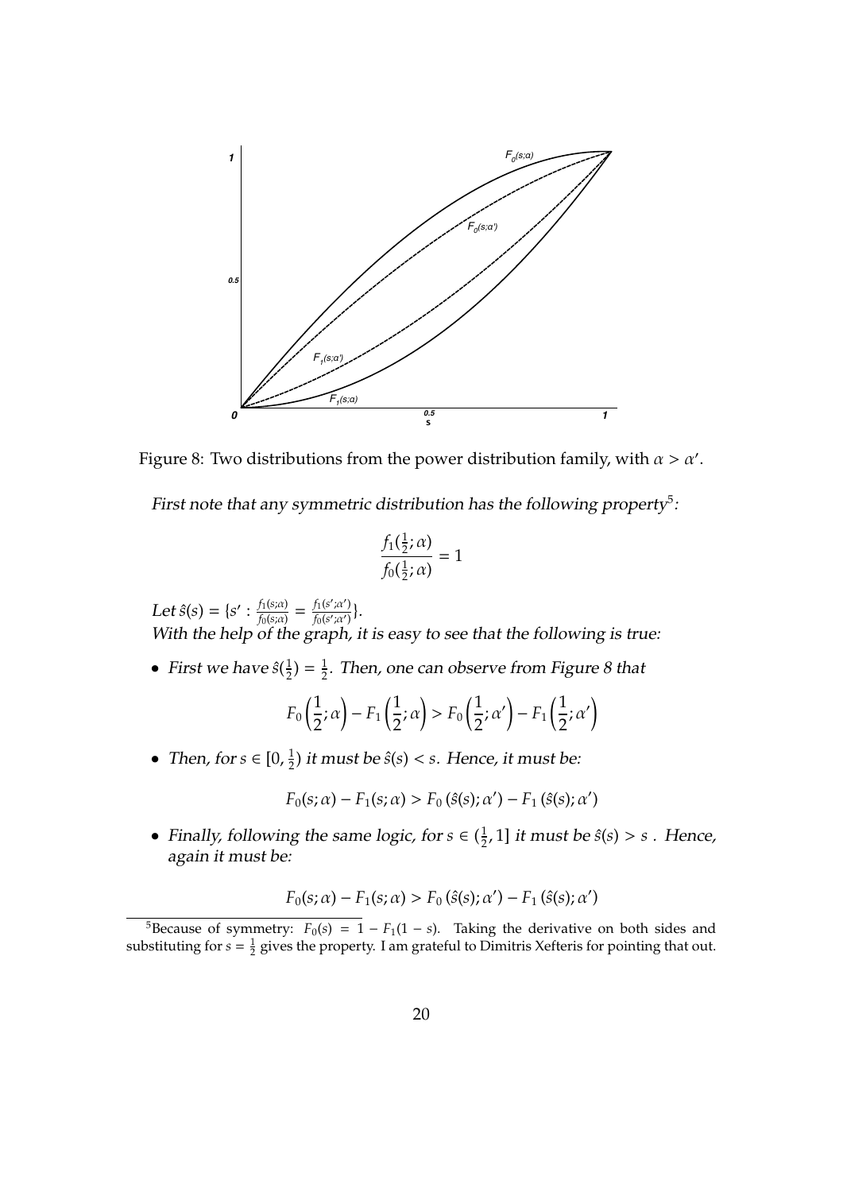Figure 8: Two distributions from the power distribution family, with $\alpha > \alpha'$.

*First note that any symmetric distribution has the following property*[5]*:*

$$\frac{f_1(\frac{1}{2};\alpha)}{f_0(\frac{1}{2};\alpha)} = 1$$

*Let* $\hat{s}(s) = \{s' : \frac{f_1(s;\alpha)}{f_0(s;\alpha)} = \frac{f_1(s';\alpha')}{f_0(s';\alpha')}\}$.
*With the help of the graph, it is easy to see that the following is true:*

- *First we have* $\hat{s}(\frac{1}{2}) = \frac{1}{2}$. *Then, one can observe from Figure 8 that*

$$F_0\left(\frac{1}{2};\alpha\right) - F_1\left(\frac{1}{2};\alpha\right) > F_0\left(\frac{1}{2};\alpha'\right) - F_1\left(\frac{1}{2};\alpha'\right)$$

- *Then, for* $s \in [0, \frac{1}{2})$ *it must be* $\hat{s}(s) < s$. *Hence, it must be:*

$$F_0(s;\alpha) - F_1(s;\alpha) > F_0\left(\hat{s}(s);\alpha'\right) - F_1\left(\hat{s}(s);\alpha'\right)$$

- *Finally, following the same logic, for* $s \in (\frac{1}{2}, 1]$ *it must be* $\hat{s}(s) > s$ . *Hence, again it must be:*

$$F_0(s;\alpha) - F_1(s;\alpha) > F_0\left(\hat{s}(s);\alpha'\right) - F_1\left(\hat{s}(s);\alpha'\right)$$

[5] Because of symmetry: $F_0(s) = 1 - F_1(1-s)$. Taking the derivative on both sides and substituting for $s = \frac{1}{2}$ gives the property. I am grateful to Dimitris Xefteris for pointing that out.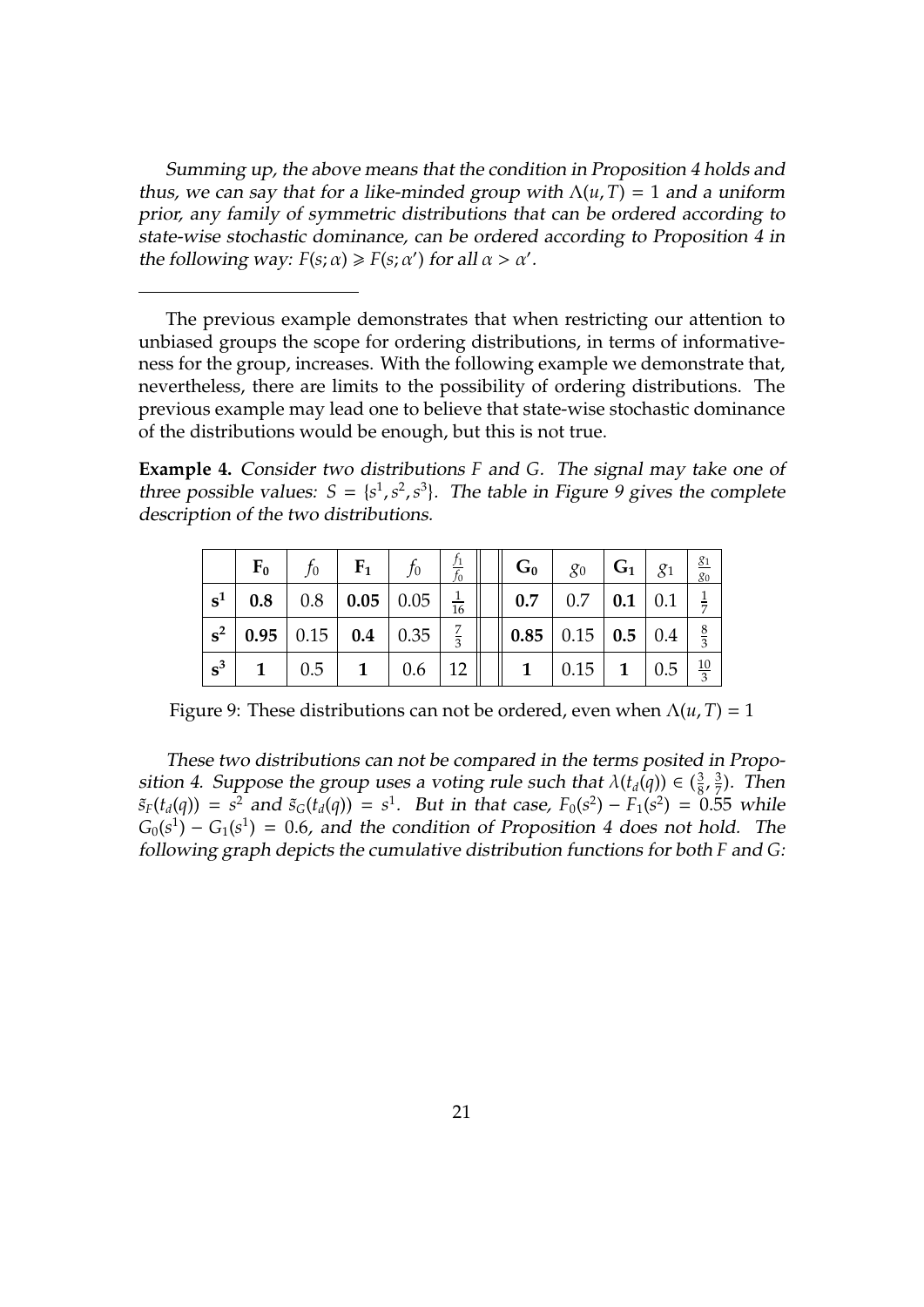*Summing up, the above means that the condition in Proposition 4 holds and thus, we can say that for a like-minded group with $\Lambda(u, T) = 1$ and a uniform prior, any family of symmetric distributions that can be ordered according to state-wise stochastic dominance, can be ordered according to Proposition 4 in the following way: $F(s; \alpha) \geqslant F(s; \alpha')$ for all $\alpha > \alpha'$.*

---

The previous example demonstrates that when restricting our attention to unbiased groups the scope for ordering distributions, in terms of informativeness for the group, increases. With the following example we demonstrate that, nevertheless, there are limits to the possibility of ordering distributions. The previous example may lead one to believe that state-wise stochastic dominance of the distributions would be enough, but this is not true.

**Example 4.** *Consider two distributions $F$ and $G$. The signal may take one of three possible values: $S = \{s^1, s^2, s^3\}$. The table in Figure 9 gives the complete description of the two distributions.*

| | $\mathbf{F_0}$ | $f_0$ | $\mathbf{F_1}$ | $f_0$ | $\frac{f_1}{f_0}$ | | $\mathbf{G_0}$ | $g_0$ | $\mathbf{G_1}$ | $g_1$ | $\frac{g_1}{g_0}$ |
|---|---|---|---|---|---|---|---|---|---|---|---|
| $\mathbf{s^1}$ | **0.8** | 0.8 | **0.05** | 0.05 | $\frac{1}{16}$ | | **0.7** | 0.7 | **0.1** | 0.1 | $\frac{1}{7}$ |
| $\mathbf{s^2}$ | **0.95** | 0.15 | **0.4** | 0.35 | $\frac{7}{3}$ | | **0.85** | 0.15 | **0.5** | 0.4 | $\frac{8}{3}$ |
| $\mathbf{s^3}$ | **1** | 0.5 | **1** | 0.6 | 12 | | **1** | 0.15 | **1** | 0.5 | $\frac{10}{3}$ |

Figure 9: These distributions can not be ordered, even when $\Lambda(u, T) = 1$

*These two distributions can not be compared in the terms posited in Proposition 4. Suppose the group uses a voting rule such that $\lambda(t_d(q)) \in (\frac{3}{8}, \frac{3}{7})$. Then $\tilde{s}_F(t_d(q)) = s^2$ and $\tilde{s}_G(t_d(q)) = s^1$. But in that case, $F_0(s^2) - F_1(s^2) = 0.55$ while $G_0(s^1) - G_1(s^1) = 0.6$, and the condition of Proposition 4 does not hold. The following graph depicts the cumulative distribution functions for both $F$ and $G$:*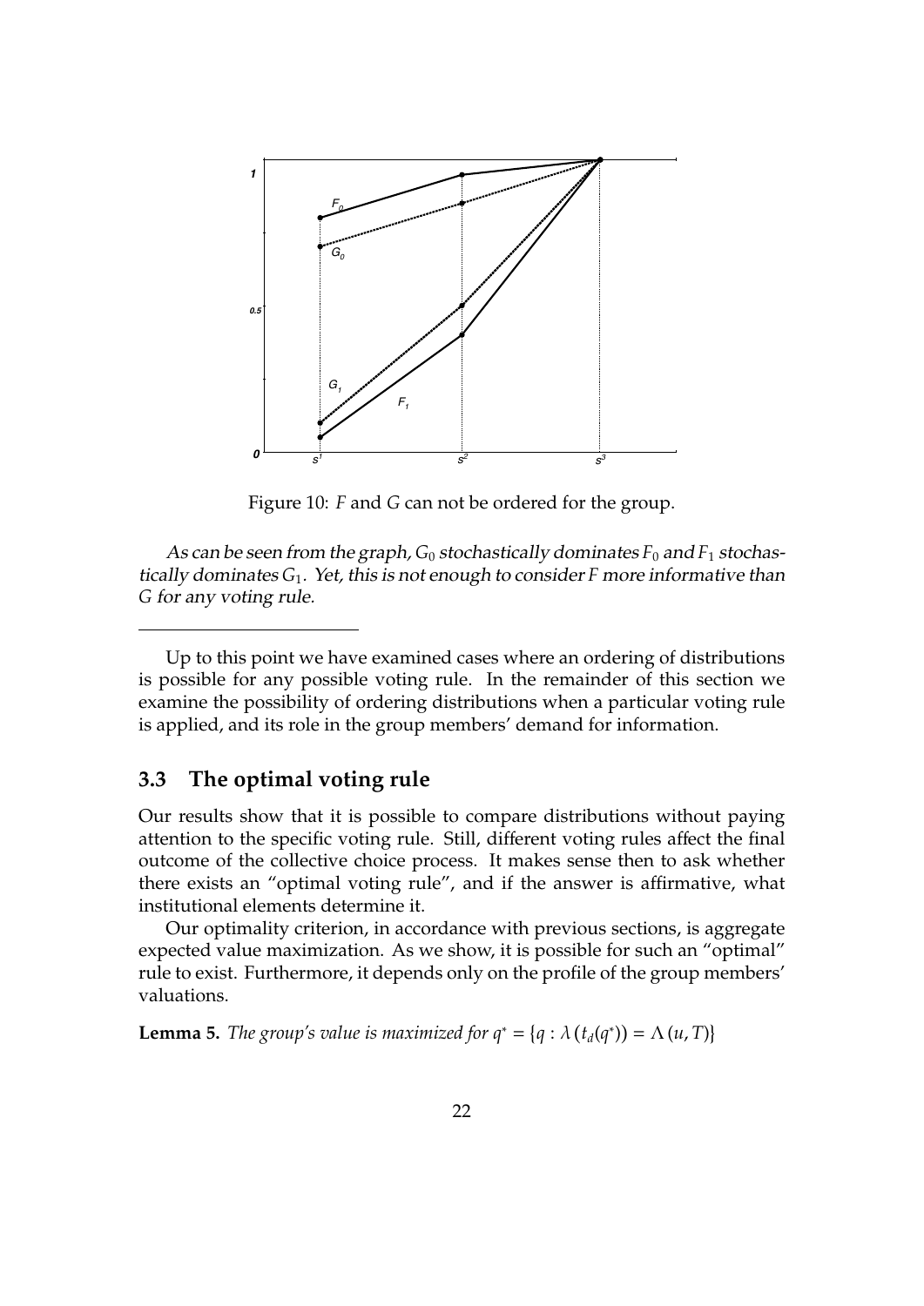Figure 10: $F$ and $G$ can not be ordered for the group.

*As can be seen from the graph, $G_0$ stochastically dominates $F_0$ and $F_1$ stochastically dominates $G_1$. Yet, this is not enough to consider $F$ more informative than $G$ for any voting rule.*

---

Up to this point we have examined cases where an ordering of distributions is possible for any possible voting rule. In the remainder of this section we examine the possibility of ordering distributions when a particular voting rule is applied, and its role in the group members' demand for information.

## 3.3 The optimal voting rule

Our results show that it is possible to compare distributions without paying attention to the specific voting rule. Still, different voting rules affect the final outcome of the collective choice process. It makes sense then to ask whether there exists an "optimal voting rule", and if the answer is affirmative, what institutional elements determine it.

Our optimality criterion, in accordance with previous sections, is aggregate expected value maximization. As we show, it is possible for such an "optimal" rule to exist. Furthermore, it depends only on the profile of the group members' valuations.

**Lemma 5.** *The group's value is maximized for $q^* = \{q : \lambda(t_d(q^*)) = \Lambda(u, T)\}$*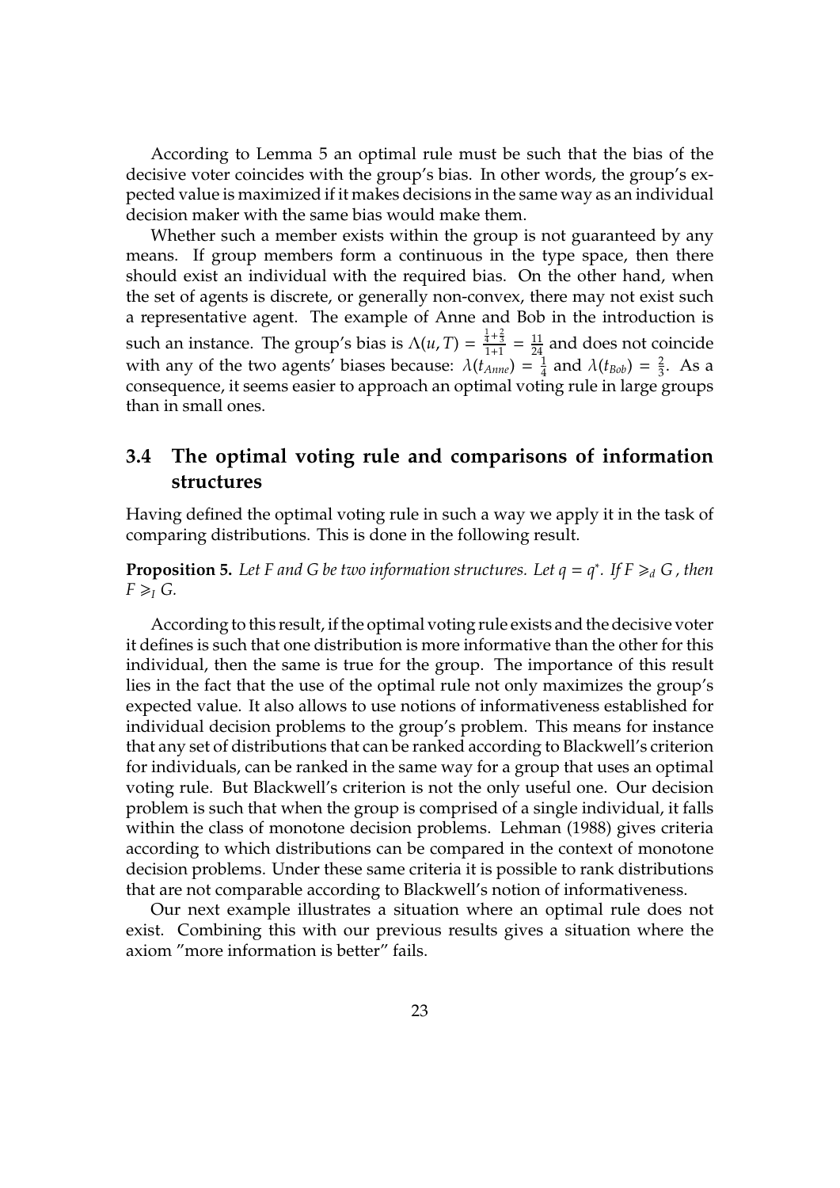According to Lemma 5 an optimal rule must be such that the bias of the decisive voter coincides with the group's bias. In other words, the group's expected value is maximized if it makes decisions in the same way as an individual decision maker with the same bias would make them.

Whether such a member exists within the group is not guaranteed by any means. If group members form a continuous in the type space, then there should exist an individual with the required bias. On the other hand, when the set of agents is discrete, or generally non-convex, there may not exist such a representative agent. The example of Anne and Bob in the introduction is such an instance. The group's bias is $\Lambda(u, T) = \frac{\frac{1}{4}+\frac{2}{3}}{1+1} = \frac{11}{24}$ and does not coincide with any of the two agents' biases because: $\lambda(t_{Anne}) = \frac{1}{4}$ and $\lambda(t_{Bob}) = \frac{2}{3}$. As a consequence, it seems easier to approach an optimal voting rule in large groups than in small ones.

## 3.4 The optimal voting rule and comparisons of information structures

Having defined the optimal voting rule in such a way we apply it in the task of comparing distributions. This is done in the following result.

**Proposition 5.** *Let F and G be two information structures. Let $q = q^*$. If $F \geqslant_d G$ , then $F \geqslant_I G$.*

According to this result, if the optimal voting rule exists and the decisive voter it defines is such that one distribution is more informative than the other for this individual, then the same is true for the group. The importance of this result lies in the fact that the use of the optimal rule not only maximizes the group's expected value. It also allows to use notions of informativeness established for individual decision problems to the group's problem. This means for instance that any set of distributions that can be ranked according to Blackwell's criterion for individuals, can be ranked in the same way for a group that uses an optimal voting rule. But Blackwell's criterion is not the only useful one. Our decision problem is such that when the group is comprised of a single individual, it falls within the class of monotone decision problems. Lehman (1988) gives criteria according to which distributions can be compared in the context of monotone decision problems. Under these same criteria it is possible to rank distributions that are not comparable according to Blackwell's notion of informativeness.

Our next example illustrates a situation where an optimal rule does not exist. Combining this with our previous results gives a situation where the axiom "more information is better" fails.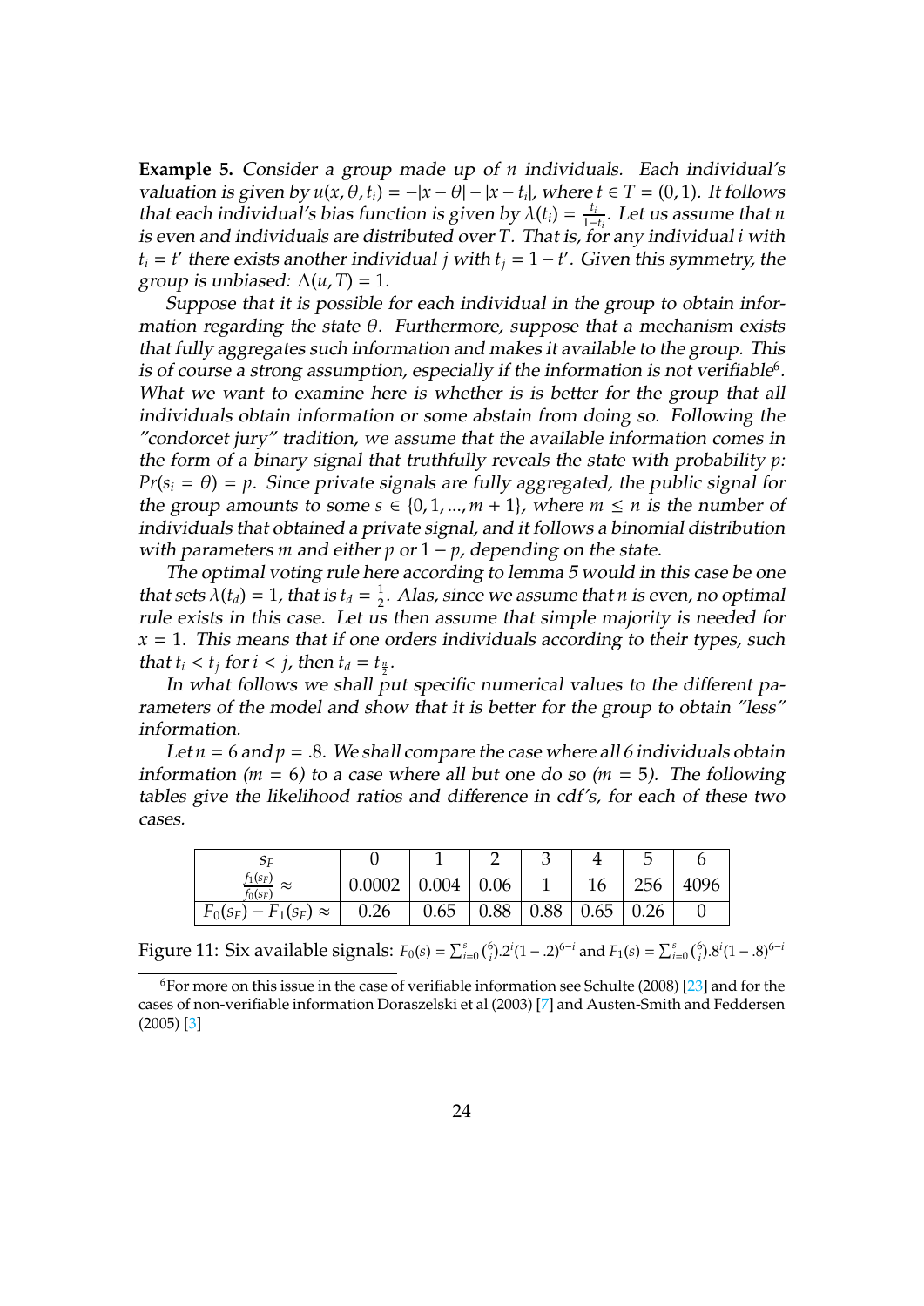**Example 5.** *Consider a group made up of $n$ individuals. Each individual's valuation is given by $u(x, \theta, t_i) = -|x - \theta| - |x - t_i|$, where $t \in T = (0, 1)$. It follows that each individual's bias function is given by $\lambda(t_i) = \frac{t_i}{1-t_i}$. Let us assume that $n$ is even and individuals are distributed over $T$. That is, for any individual $i$ with $t_i = t'$ there exists another individual $j$ with $t_j = 1 - t'$. Given this symmetry, the group is unbiased: $\Lambda(u, T) = 1$.*

*Suppose that it is possible for each individual in the group to obtain information regarding the state $\theta$. Furthermore, suppose that a mechanism exists that fully aggregates such information and makes it available to the group. This is of course a strong assumption, especially if the information is not verifiable[6]. What we want to examine here is whether is is better for the group that all individuals obtain information or some abstain from doing so. Following the "condorcet jury" tradition, we assume that the available information comes in the form of a binary signal that truthfully reveals the state with probability $p$: $Pr(s_i = \theta) = p$. Since private signals are fully aggregated, the public signal for the group amounts to some $s \in \{0, 1, ..., m + 1\}$, where $m \leq n$ is the number of individuals that obtained a private signal, and it follows a binomial distribution with parameters $m$ and either $p$ or $1 - p$, depending on the state.*

*The optimal voting rule here according to lemma 5 would in this case be one that sets $\lambda(t_d) = 1$, that is $t_d = \frac{1}{2}$. Alas, since we assume that $n$ is even, no optimal rule exists in this case. Let us then assume that simple majority is needed for $x = 1$. This means that if one orders individuals according to their types, such that $t_i < t_j$ for $i < j$, then $t_d = t_{\frac{n}{2}}$.*

*In what follows we shall put specific numerical values to the different parameters of the model and show that it is better for the group to obtain "less" information.*

*Let $n = 6$ and $p = .8$. We shall compare the case where all 6 individuals obtain information ($m = 6$) to a case where all but one do so ($m = 5$). The following tables give the likelihood ratios and difference in cdf's, for each of these two cases.*

| $s_F$ | 0 | 1 | 2 | 3 | 4 | 5 | 6 |
|---|---|---|---|---|---|---|---|
| $\frac{f_1(s_F)}{f_0(s_F)} \approx$ | 0.0002 | 0.004 | 0.06 | 1 | 16 | 256 | 4096 |
| $F_0(s_F) - F_1(s_F) \approx$ | 0.26 | 0.65 | 0.88 | 0.88 | 0.65 | 0.26 | 0 |

Figure 11: Six available signals: $F_0(s) = \sum_{i=0}^{s} \binom{6}{i} .2^i (1 - .2)^{6-i}$ and $F_1(s) = \sum_{i=0}^{s} \binom{6}{i} .8^i (1 - .8)^{6-i}$

[6] For more on this issue in the case of verifiable information see Schulte (2008) [23] and for the cases of non-verifiable information Doraszelski et al (2003) [7] and Austen-Smith and Feddersen (2005) [3]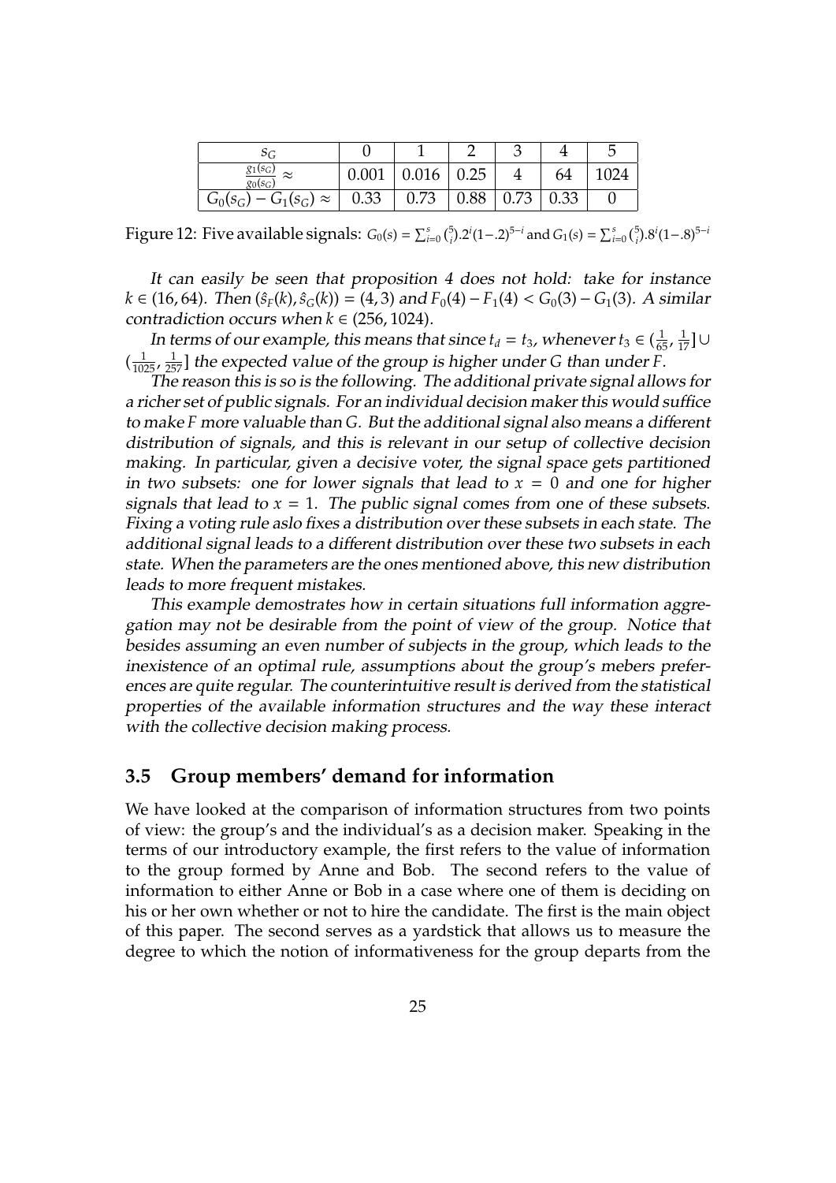| $s_G$ | 0 | 1 | 2 | 3 | 4 | 5 |
|---|---|---|---|---|---|---|
| $\frac{g_1(s_G)}{g_0(s_G)} \approx$ | 0.001 | 0.016 | 0.25 | 4 | 64 | 1024 |
| $G_0(s_G) - G_1(s_G) \approx$ | 0.33 | 0.73 | 0.88 | 0.73 | 0.33 | 0 |

Figure 12: Five available signals: $G_0(s) = \sum_{i=0}^{s} \binom{5}{i} .2^i (1-.2)^{5-i}$ and $G_1(s) = \sum_{i=0}^{s} \binom{5}{i} .8^i (1-.8)^{5-i}$

*It can easily be seen that proposition 4 does not hold: take for instance $k \in (16, 64)$. Then $(\hat{s}_F(k), \hat{s}_G(k)) = (4, 3)$ and $F_0(4) - F_1(4) < G_0(3) - G_1(3)$. A similar contradiction occurs when $k \in (256, 1024)$.*

*In terms of our example, this means that since $t_d = t_3$, whenever $t_3 \in (\frac{1}{65}, \frac{1}{17}] \cup (\frac{1}{1025}, \frac{1}{257}]$ the expected value of the group is higher under $G$ than under $F$.*

*The reason this is so is the following. The additional private signal allows for a richer set of public signals. For an individual decision maker this would suffice to make $F$ more valuable than $G$. But the additional signal also means a different distribution of signals, and this is relevant in our setup of collective decision making. In particular, given a decisive voter, the signal space gets partitioned in two subsets: one for lower signals that lead to $x = 0$ and one for higher signals that lead to $x = 1$. The public signal comes from one of these subsets. Fixing a voting rule aslo fixes a distribution over these subsets in each state. The additional signal leads to a different distribution over these two subsets in each state. When the parameters are the ones mentioned above, this new distribution leads to more frequent mistakes.*

*This example demostrates how in certain situations full information aggregation may not be desirable from the point of view of the group. Notice that besides assuming an even number of subjects in the group, which leads to the inexistence of an optimal rule, assumptions about the group's mebers preferences are quite regular. The counterintuitive result is derived from the statistical properties of the available information structures and the way these interact with the collective decision making process.*

### 3.5 Group members' demand for information

We have looked at the comparison of information structures from two points of view: the group's and the individual's as a decision maker. Speaking in the terms of our introductory example, the first refers to the value of information to the group formed by Anne and Bob. The second refers to the value of information to either Anne or Bob in a case where one of them is deciding on his or her own whether or not to hire the candidate. The first is the main object of this paper. The second serves as a yardstick that allows us to measure the degree to which the notion of informativeness for the group departs from the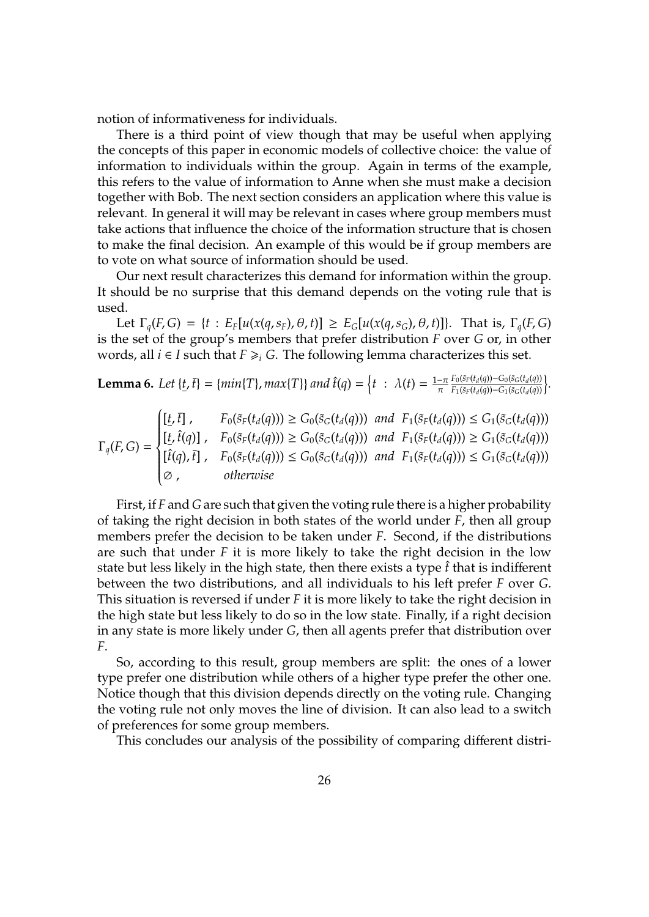notion of informativeness for individuals.

There is a third point of view though that may be useful when applying the concepts of this paper in economic models of collective choice: the value of information to individuals within the group. Again in terms of the example, this refers to the value of information to Anne when she must make a decision together with Bob. The next section considers an application where this value is relevant. In general it will may be relevant in cases where group members must take actions that influence the choice of the information structure that is chosen to make the final decision. An example of this would be if group members are to vote on what source of information should be used.

Our next result characterizes this demand for information within the group. It should be no surprise that this demand depends on the voting rule that is used.

Let $\Gamma_q(F,G) = \{t : E_F[u(x(q,s_F),\theta,t)] \geq E_G[u(x(q,s_G),\theta,t)]\}$. That is, $\Gamma_q(F,G)$ is the set of the group's members that prefer distribution $F$ over $G$ or, in other words, all $i \in I$ such that $F \succcurlyeq_i G$. The following lemma characterizes this set.

**Lemma 6.** *Let* $\{\underline{t}, \bar{t}\} = \{min\{T\}, max\{T\}\}$ *and* $\hat{t}(q) = \left\{t \ : \ \lambda(t) = \frac{1-\pi}{\pi}\frac{F_0(\tilde{s}_F(t_d(q)))-G_0(\tilde{s}_G(t_d(q)))}{F_1(\tilde{s}_F(t_d(q)))-G_1(\tilde{s}_G(t_d(q)))}\right\}$.

$$\Gamma_q(F,G) = \begin{cases} [\underline{t}, \bar{t}]\ , & F_0(\tilde{s}_F(t_d(q))) \geq G_0(\tilde{s}_G(t_d(q))) \ \text{ and } \ F_1(\tilde{s}_F(t_d(q))) \leq G_1(\tilde{s}_G(t_d(q))) \\ [\underline{t}, \hat{t}(q)]\ , & F_0(\tilde{s}_F(t_d(q))) \geq G_0(\tilde{s}_G(t_d(q))) \ \text{ and } \ F_1(\tilde{s}_F(t_d(q))) \geq G_1(\tilde{s}_G(t_d(q))) \\ [\hat{t}(q), \bar{t}]\ , & F_0(\tilde{s}_F(t_d(q))) \leq G_0(\tilde{s}_G(t_d(q))) \ \text{ and } \ F_1(\tilde{s}_F(t_d(q))) \leq G_1(\tilde{s}_G(t_d(q))) \\ \varnothing\ , & \text{otherwise} \end{cases}$$

First, if $F$ and $G$ are such that given the voting rule there is a higher probability of taking the right decision in both states of the world under $F$, then all group members prefer the decision to be taken under $F$. Second, if the distributions are such that under $F$ it is more likely to take the right decision in the low state but less likely in the high state, then there exists a type $\hat{t}$ that is indifferent between the two distributions, and all individuals to his left prefer $F$ over $G$. This situation is reversed if under $F$ it is more likely to take the right decision in the high state but less likely to do so in the low state. Finally, if a right decision in any state is more likely under $G$, then all agents prefer that distribution over $F$.

So, according to this result, group members are split: the ones of a lower type prefer one distribution while others of a higher type prefer the other one. Notice though that this division depends directly on the voting rule. Changing the voting rule not only moves the line of division. It can also lead to a switch of preferences for some group members.

This concludes our analysis of the possibility of comparing different distri-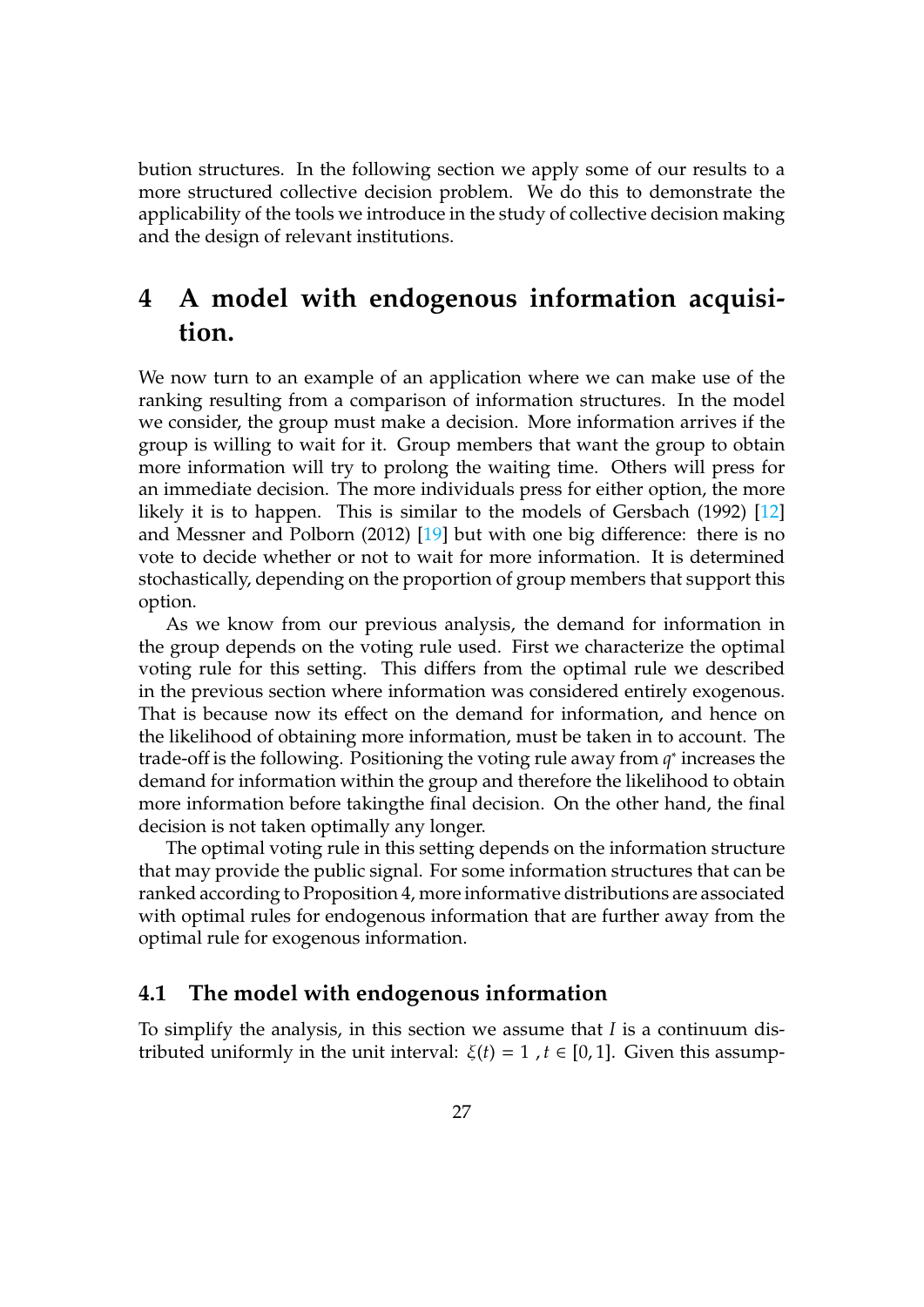bution structures. In the following section we apply some of our results to a more structured collective decision problem. We do this to demonstrate the applicability of the tools we introduce in the study of collective decision making and the design of relevant institutions.

# 4 A model with endogenous information acquisition.

We now turn to an example of an application where we can make use of the ranking resulting from a comparison of information structures. In the model we consider, the group must make a decision. More information arrives if the group is willing to wait for it. Group members that want the group to obtain more information will try to prolong the waiting time. Others will press for an immediate decision. The more individuals press for either option, the more likely it is to happen. This is similar to the models of Gersbach (1992) [12] and Messner and Polborn (2012) [19] but with one big difference: there is no vote to decide whether or not to wait for more information. It is determined stochastically, depending on the proportion of group members that support this option.

As we know from our previous analysis, the demand for information in the group depends on the voting rule used. First we characterize the optimal voting rule for this setting. This differs from the optimal rule we described in the previous section where information was considered entirely exogenous. That is because now its effect on the demand for information, and hence on the likelihood of obtaining more information, must be taken in to account. The trade-off is the following. Positioning the voting rule away from $q^*$ increases the demand for information within the group and therefore the likelihood to obtain more information before takingthe final decision. On the other hand, the final decision is not taken optimally any longer.

The optimal voting rule in this setting depends on the information structure that may provide the public signal. For some information structures that can be ranked according to Proposition 4, more informative distributions are associated with optimal rules for endogenous information that are further away from the optimal rule for exogenous information.

## 4.1 The model with endogenous information

To simplify the analysis, in this section we assume that $I$ is a continuum distributed uniformly in the unit interval: $\xi(t) = 1$ , $t \in [0, 1]$. Given this assump-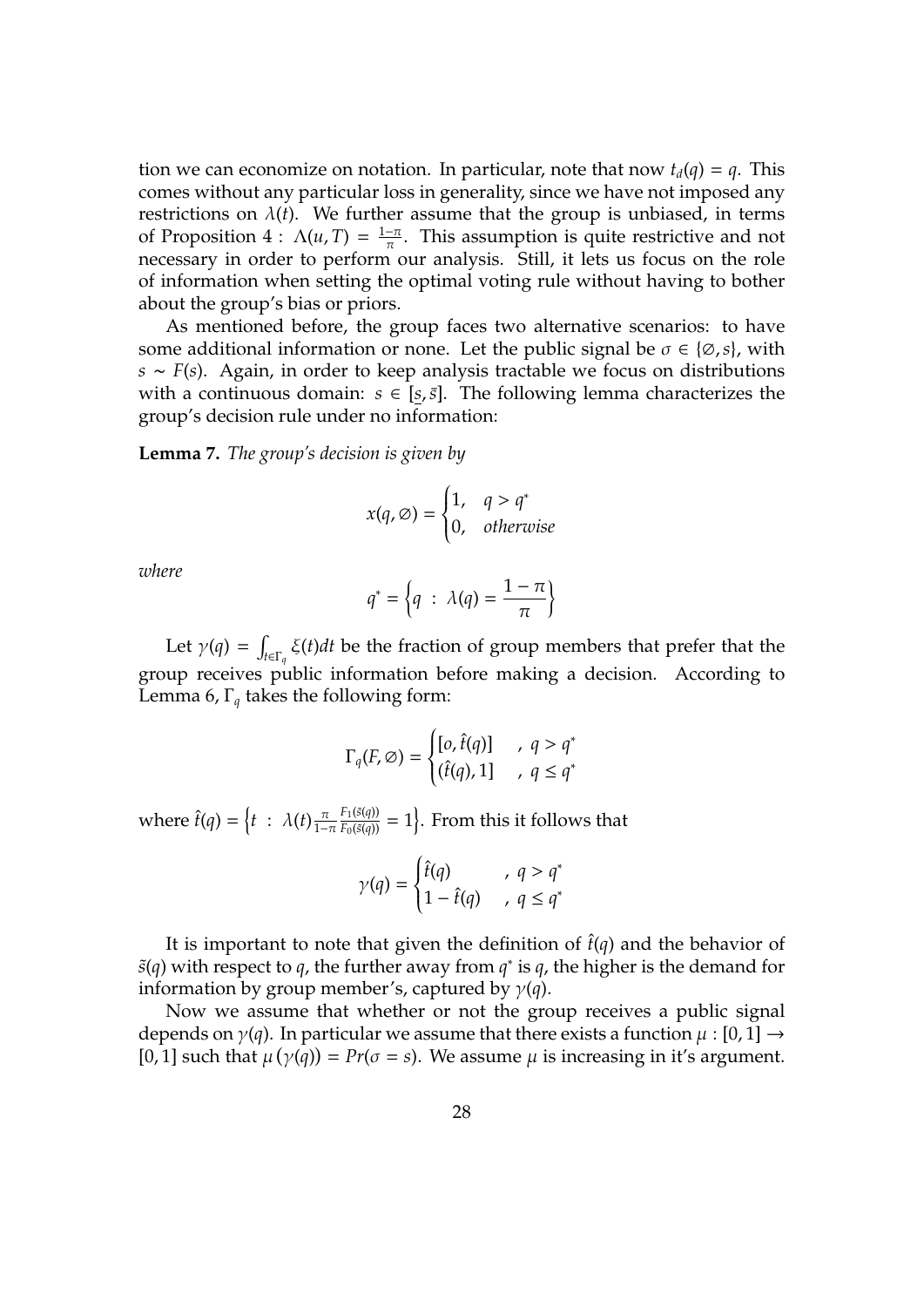tion we can economize on notation. In particular, note that now $t_d(q) = q$. This comes without any particular loss in generality, since we have not imposed any restrictions on $\lambda(t)$. We further assume that the group is unbiased, in terms of Proposition 4 : $\Lambda(u, T) = \frac{1-\pi}{\pi}$. This assumption is quite restrictive and not necessary in order to perform our analysis. Still, it lets us focus on the role of information when setting the optimal voting rule without having to bother about the group's bias or priors.

As mentioned before, the group faces two alternative scenarios: to have some additional information or none. Let the public signal be $\sigma \in \{\emptyset, s\}$, with $s \sim F(s)$. Again, in order to keep analysis tractable we focus on distributions with a continuous domain: $s \in [\underline{s}, \bar{s}]$. The following lemma characterizes the group's decision rule under no information:

**Lemma 7.** *The group's decision is given by*

$$x(q, \emptyset) = \begin{cases} 1, & q > q^* \\ 0, & \textit{otherwise} \end{cases}$$

*where*

$$q^* = \left\{ q \ : \ \lambda(q) = \frac{1-\pi}{\pi} \right\}$$

Let $\gamma(q) = \int_{t \in \Gamma_q} \xi(t) dt$ be the fraction of group members that prefer that the group receives public information before making a decision. According to Lemma 6, $\Gamma_q$ takes the following form:

$$\Gamma_q(F, \emptyset) = \begin{cases} [o, \hat{t}(q)] & , \ q > q^* \\ (\hat{t}(q), 1] & , \ q \leq q^* \end{cases}$$

where $\hat{t}(q) = \left\{ t \ : \ \lambda(t) \frac{\pi}{1-\pi} \frac{F_1(\tilde{s}(q))}{F_0(\tilde{s}(q))} = 1 \right\}$. From this it follows that

$$\gamma(q) = \begin{cases} \hat{t}(q) & , \ q > q^* \\ 1 - \hat{t}(q) & , \ q \leq q^* \end{cases}$$

It is important to note that given the definition of $\hat{t}(q)$ and the behavior of $\tilde{s}(q)$ with respect to $q$, the further away from $q^*$ is $q$, the higher is the demand for information by group member's, captured by $\gamma(q)$.

Now we assume that whether or not the group receives a public signal depends on $\gamma(q)$. In particular we assume that there exists a function $\mu : [0, 1] \rightarrow [0, 1]$ such that $\mu(\gamma(q)) = Pr(\sigma = s)$. We assume $\mu$ is increasing in it's argument.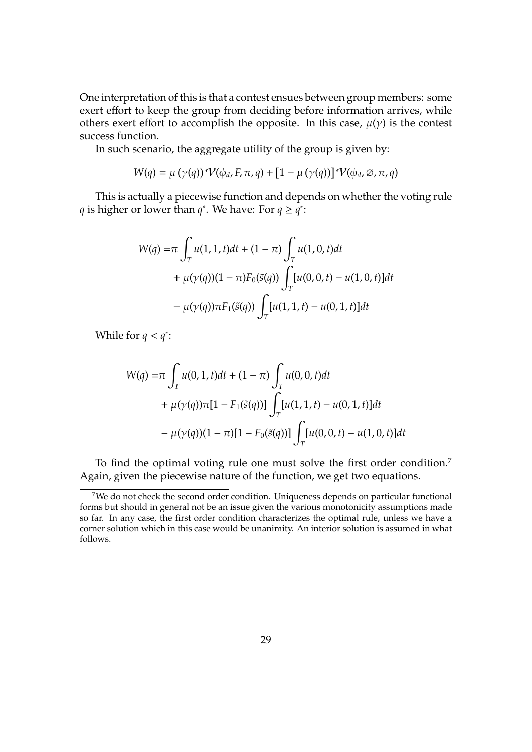One interpretation of this is that a contest ensues between group members: some exert effort to keep the group from deciding before information arrives, while others exert effort to accomplish the opposite. In this case, $\mu(\gamma)$ is the contest success function.

In such scenario, the aggregate utility of the group is given by:

$$W(q) = \mu\left(\gamma(q)\right)\mathcal{V}(\phi_d, F, \pi, q) + \left[1 - \mu\left(\gamma(q)\right)\right]\mathcal{V}(\phi_d, \varnothing, \pi, q)$$

This is actually a piecewise function and depends on whether the voting rule $q$ is higher or lower than $q^*$. We have: For $q \geq q^*$:

$$\begin{aligned}
W(q) =& \pi \int_T u(1,1,t)dt + (1-\pi)\int_T u(1,0,t)dt \\
&+ \mu(\gamma(q))(1-\pi)F_0(\tilde{s}(q))\int_T [u(0,0,t) - u(1,0,t)]dt \\
&- \mu(\gamma(q))\pi F_1(\tilde{s}(q))\int_T [u(1,1,t) - u(0,1,t)]dt
\end{aligned}$$

While for $q < q^*$:

$$\begin{aligned}
W(q) =& \pi \int_T u(0,1,t)dt + (1-\pi)\int_T u(0,0,t)dt \\
&+ \mu(\gamma(q))\pi[1 - F_1(\tilde{s}(q))]\int_T [u(1,1,t) - u(0,1,t)]dt \\
&- \mu(\gamma(q))(1-\pi)[1 - F_0(\tilde{s}(q))]\int_T [u(0,0,t) - u(1,0,t)]dt
\end{aligned}$$

To find the optimal voting rule one must solve the first order condition.[7] Again, given the piecewise nature of the function, we get two equations.

[7] We do not check the second order condition. Uniqueness depends on particular functional forms but should in general not be an issue given the various monotonicity assumptions made so far. In any case, the first order condition characterizes the optimal rule, unless we have a corner solution which in this case would be unanimity. An interior solution is assumed in what follows.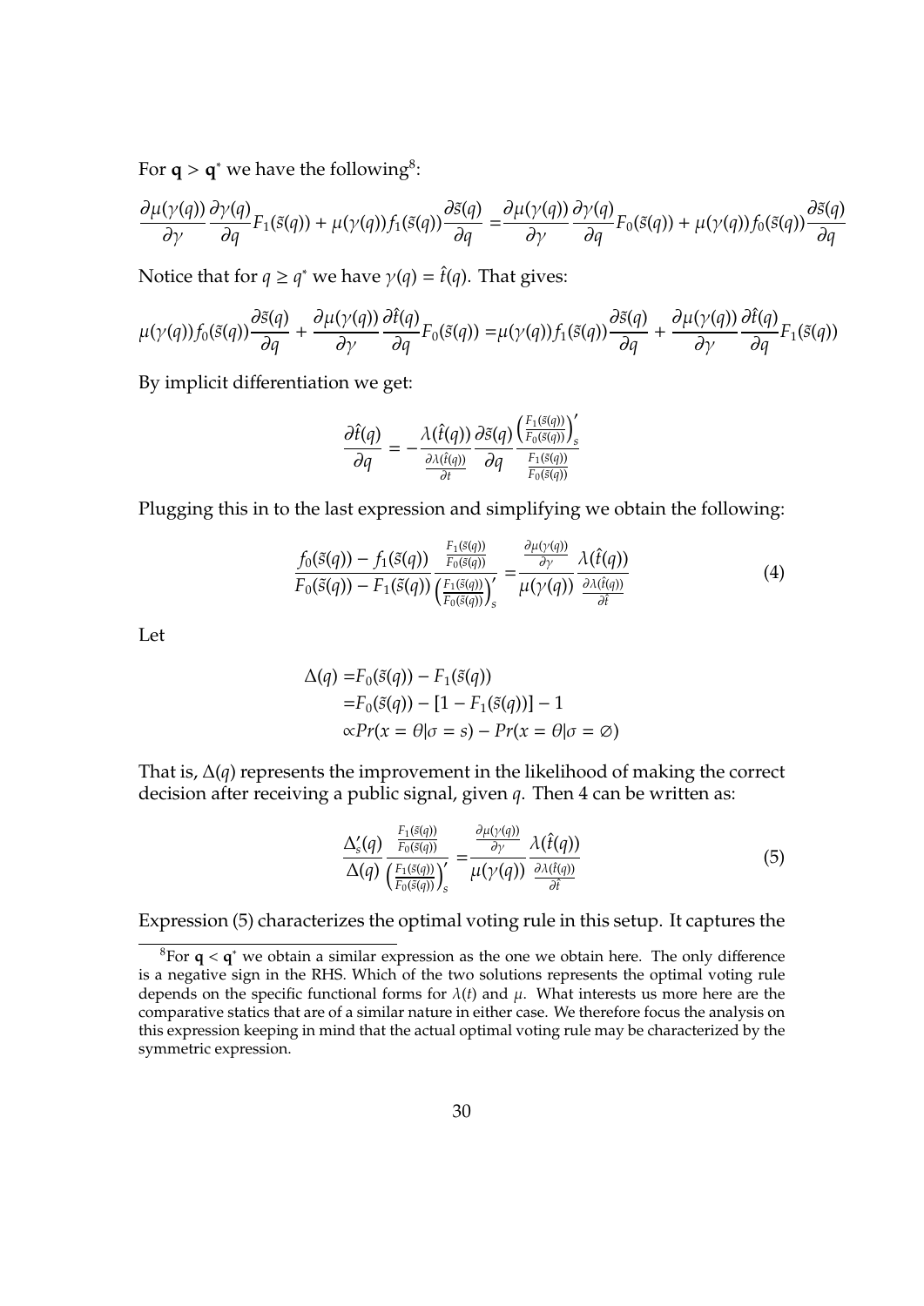For $\mathbf{q} > \mathbf{q}^*$ we have the following[8]:

$$\frac{\partial \mu(\gamma(q))}{\partial \gamma}\frac{\partial \gamma(q)}{\partial q}F_1(\tilde{s}(q)) + \mu(\gamma(q))f_1(\tilde{s}(q))\frac{\partial \tilde{s}(q)}{\partial q} = \frac{\partial \mu(\gamma(q))}{\partial \gamma}\frac{\partial \gamma(q)}{\partial q}F_0(\tilde{s}(q)) + \mu(\gamma(q))f_0(\tilde{s}(q))\frac{\partial \tilde{s}(q)}{\partial q}$$

Notice that for $q \geq q^*$ we have $\gamma(q) = \hat{t}(q)$. That gives:

$$\mu(\gamma(q))f_0(\tilde{s}(q))\frac{\partial \tilde{s}(q)}{\partial q} + \frac{\partial \mu(\gamma(q))}{\partial \gamma}\frac{\partial \hat{t}(q)}{\partial q}F_0(\tilde{s}(q)) = \mu(\gamma(q))f_1(\tilde{s}(q))\frac{\partial \tilde{s}(q)}{\partial q} + \frac{\partial \mu(\gamma(q))}{\partial \gamma}\frac{\partial \hat{t}(q)}{\partial q}F_1(\tilde{s}(q))$$

By implicit differentiation we get:

$$\frac{\partial \hat{t}(q)}{\partial q} = -\frac{\lambda(\hat{t}(q))}{\frac{\partial \lambda(\hat{t}(q))}{\partial t}}\frac{\partial \tilde{s}(q)}{\partial q}\frac{\left(\frac{F_1(\tilde{s}(q))}{F_0(\tilde{s}(q))}\right)'_s}{\frac{F_1(\tilde{s}(q))}{F_0(\tilde{s}(q))}}$$

Plugging this in to the last expression and simplifying we obtain the following:

$$\frac{f_0(\tilde{s}(q)) - f_1(\tilde{s}(q))}{F_0(\tilde{s}(q)) - F_1(\tilde{s}(q))}\frac{\frac{F_1(\tilde{s}(q))}{F_0(\tilde{s}(q))}}{\left(\frac{F_1(\tilde{s}(q))}{F_0(\tilde{s}(q))}\right)'_s} = \frac{\frac{\partial \mu(\gamma(q))}{\partial \gamma}}{\mu(\gamma(q))}\frac{\lambda(\hat{t}(q))}{\frac{\partial \lambda(\hat{t}(q))}{\partial \hat{t}}} \tag{4}$$

Let

$$\begin{aligned}
\Delta(q) =& F_0(\tilde{s}(q)) - F_1(\tilde{s}(q)) \\
=& F_0(\tilde{s}(q)) - [1 - F_1(\tilde{s}(q))] - 1 \\
\propto& Pr(x = \theta|\sigma = s) - Pr(x = \theta|\sigma = \varnothing)
\end{aligned}$$

That is, $\Delta(q)$ represents the improvement in the likelihood of making the correct decision after receiving a public signal, given $q$. Then 4 can be written as:

$$\frac{\Delta'_s(q)}{\Delta(q)}\frac{\frac{F_1(\tilde{s}(q))}{F_0(\tilde{s}(q))}}{\left(\frac{F_1(\tilde{s}(q))}{F_0(\tilde{s}(q))}\right)'_s} = \frac{\frac{\partial \mu(\gamma(q))}{\partial \gamma}}{\mu(\gamma(q))}\frac{\lambda(\hat{t}(q))}{\frac{\partial \lambda(\hat{t}(q))}{\partial \hat{t}}} \tag{5}$$

Expression (5) characterizes the optimal voting rule in this setup. It captures the

[8] For $\mathbf{q} < \mathbf{q}^*$ we obtain a similar expression as the one we obtain here. The only difference is a negative sign in the RHS. Which of the two solutions represents the optimal voting rule depends on the specific functional forms for $\lambda(t)$ and $\mu$. What interests us more here are the comparative statics that are of a similar nature in either case. We therefore focus the analysis on this expression keeping in mind that the actual optimal voting rule may be characterized by the symmetric expression.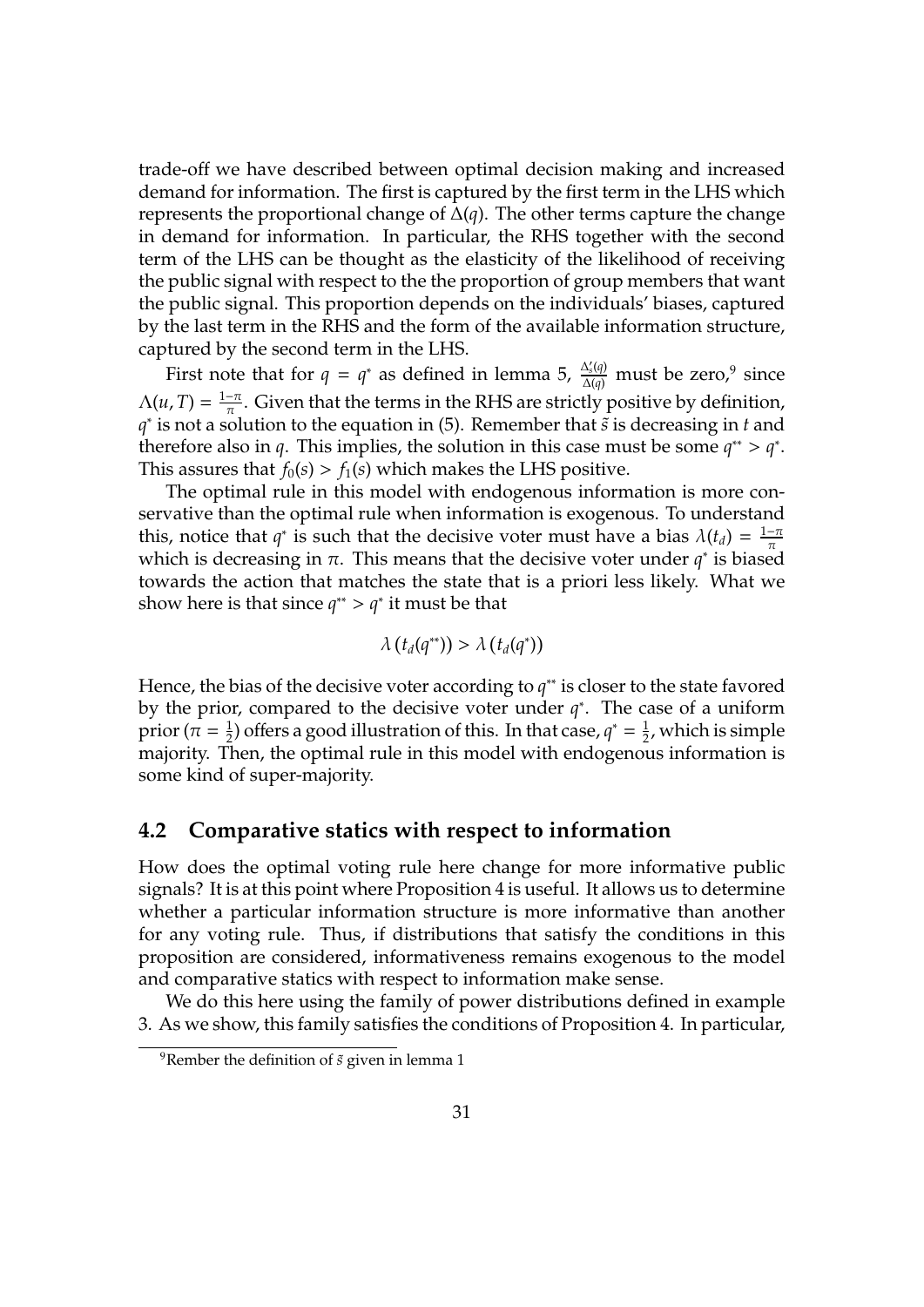trade-off we have described between optimal decision making and increased demand for information. The first is captured by the first term in the LHS which represents the proportional change of $\Delta(q)$. The other terms capture the change in demand for information. In particular, the RHS together with the second term of the LHS can be thought as the elasticity of the likelihood of receiving the public signal with respect to the the proportion of group members that want the public signal. This proportion depends on the individuals' biases, captured by the last term in the RHS and the form of the available information structure, captured by the second term in the LHS.

First note that for $q = q^*$ as defined in lemma 5, $\frac{\Delta_s'(q)}{\Delta(q)}$ must be zero,[9] since $\Lambda(u, T) = \frac{1-\pi}{\pi}$. Given that the terms in the RHS are strictly positive by definition, $q^*$ is not a solution to the equation in (5). Remember that $\tilde{s}$ is decreasing in $t$ and therefore also in $q$. This implies, the solution in this case must be some $q^{**} > q^*$. This assures that $f_0(s) > f_1(s)$ which makes the LHS positive.

The optimal rule in this model with endogenous information is more conservative than the optimal rule when information is exogenous. To understand this, notice that $q^*$ is such that the decisive voter must have a bias $\lambda(t_d) = \frac{1-\pi}{\pi}$ which is decreasing in $\pi$. This means that the decisive voter under $q^*$ is biased towards the action that matches the state that is a priori less likely. What we show here is that since $q^{**} > q^*$ it must be that

$$\lambda\left(t_d(q^{**})\right) > \lambda\left(t_d(q^*)\right)$$

Hence, the bias of the decisive voter according to $q^{**}$ is closer to the state favored by the prior, compared to the decisive voter under $q^*$. The case of a uniform prior ($\pi = \frac{1}{2}$) offers a good illustration of this. In that case, $q^* = \frac{1}{2}$, which is simple majority. Then, the optimal rule in this model with endogenous information is some kind of super-majority.

## 4.2 Comparative statics with respect to information

How does the optimal voting rule here change for more informative public signals? It is at this point where Proposition 4 is useful. It allows us to determine whether a particular information structure is more informative than another for any voting rule. Thus, if distributions that satisfy the conditions in this proposition are considered, informativeness remains exogenous to the model and comparative statics with respect to information make sense.

We do this here using the family of power distributions defined in example 3. As we show, this family satisfies the conditions of Proposition 4. In particular,

[9] Rember the definition of $\tilde{s}$ given in lemma 1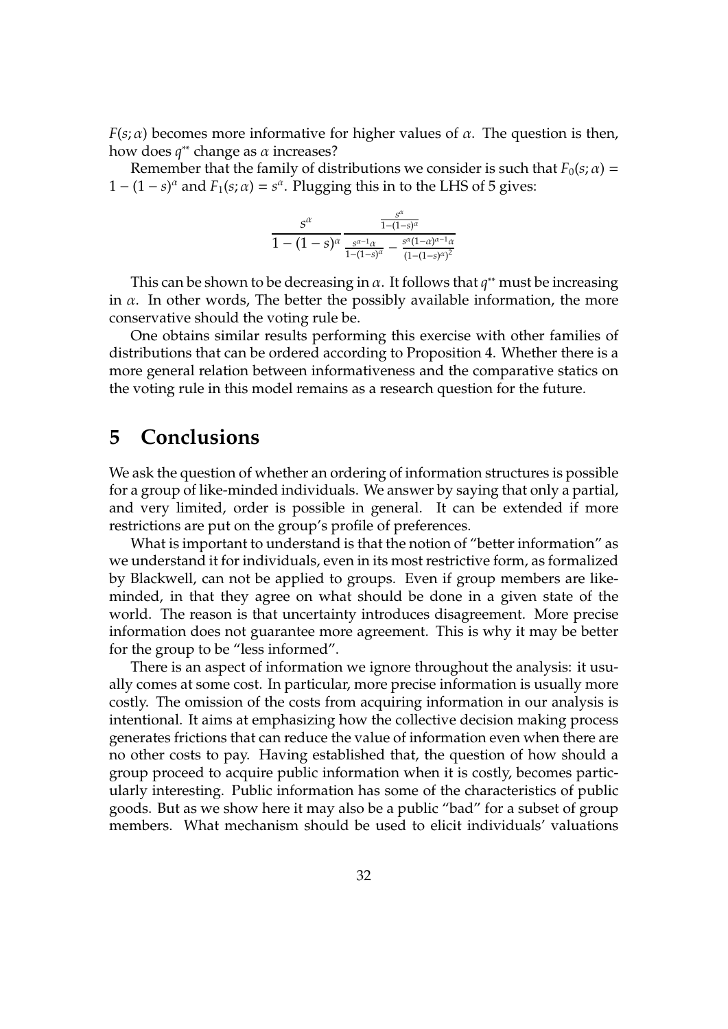$F(s;\alpha)$ becomes more informative for higher values of $\alpha$. The question is then, how does $q^{**}$ change as $\alpha$ increases?

Remember that the family of distributions we consider is such that $F_0(s;\alpha) = 1-(1-s)^\alpha$ and $F_1(s;\alpha) = s^\alpha$. Plugging this in to the LHS of 5 gives:

$$\frac{s^\alpha}{1-(1-s)^\alpha} \frac{\frac{s^\alpha}{1-(1-s)^\alpha}}{\frac{s^{\alpha-1}\alpha}{1-(1-s)^\alpha} - \frac{s^\alpha(1-\alpha)^{\alpha-1}\alpha}{(1-(1-s)^\alpha)^2}}$$

This can be shown to be decreasing in $\alpha$. It follows that $q^{**}$ must be increasing in $\alpha$. In other words, The better the possibly available information, the more conservative should the voting rule be.

One obtains similar results performing this exercise with other families of distributions that can be ordered according to Proposition 4. Whether there is a more general relation between informativeness and the comparative statics on the voting rule in this model remains as a research question for the future.

# 5 Conclusions

We ask the question of whether an ordering of information structures is possible for a group of like-minded individuals. We answer by saying that only a partial, and very limited, order is possible in general. It can be extended if more restrictions are put on the group's profile of preferences.

What is important to understand is that the notion of "better information" as we understand it for individuals, even in its most restrictive form, as formalized by Blackwell, can not be applied to groups. Even if group members are like-minded, in that they agree on what should be done in a given state of the world. The reason is that uncertainty introduces disagreement. More precise information does not guarantee more agreement. This is why it may be better for the group to be "less informed".

There is an aspect of information we ignore throughout the analysis: it usually comes at some cost. In particular, more precise information is usually more costly. The omission of the costs from acquiring information in our analysis is intentional. It aims at emphasizing how the collective decision making process generates frictions that can reduce the value of information even when there are no other costs to pay. Having established that, the question of how should a group proceed to acquire public information when it is costly, becomes particularly interesting. Public information has some of the characteristics of public goods. But as we show here it may also be a public "bad" for a subset of group members. What mechanism should be used to elicit individuals' valuations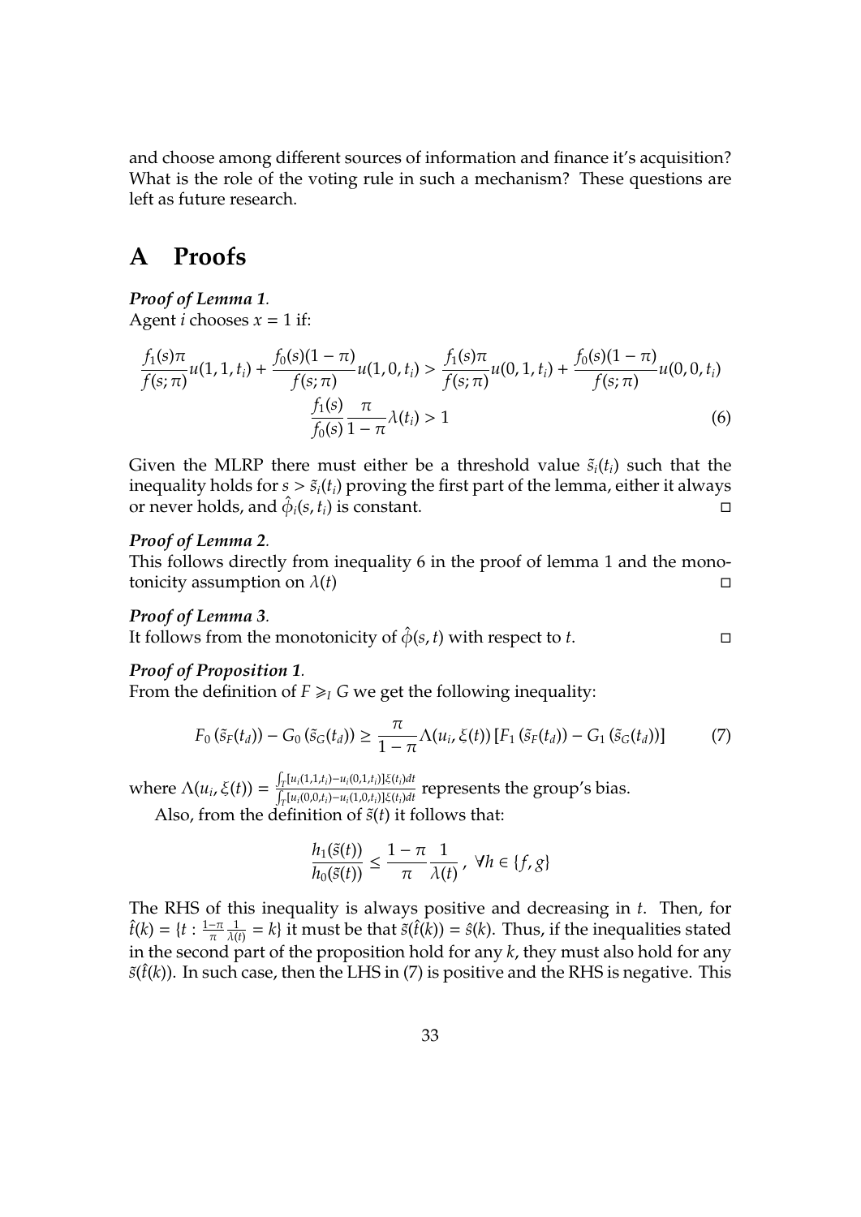and choose among different sources of information and finance it's acquisition? What is the role of the voting rule in such a mechanism? These questions are left as future research.

# A Proofs

***Proof of Lemma 1.***
Agent $i$ chooses $x = 1$ if:

$$\frac{f_1(s)\pi}{f(s;\pi)}u(1,1,t_i) + \frac{f_0(s)(1-\pi)}{f(s;\pi)}u(1,0,t_i) > \frac{f_1(s)\pi}{f(s;\pi)}u(0,1,t_i) + \frac{f_0(s)(1-\pi)}{f(s;\pi)}u(0,0,t_i)$$

$$\frac{f_1(s)}{f_0(s)}\frac{\pi}{1-\pi}\lambda(t_i) > 1 \tag{6}$$

Given the MLRP there must either be a threshold value $\tilde{s}_i(t_i)$ such that the inequality holds for $s > \tilde{s}_i(t_i)$ proving the first part of the lemma, either it always or never holds, and $\hat{\phi}_i(s, t_i)$ is constant. □

***Proof of Lemma 2.***
This follows directly from inequality 6 in the proof of lemma 1 and the monotonicity assumption on $\lambda(t)$ □

***Proof of Lemma 3.***
It follows from the monotonicity of $\hat{\phi}(s, t)$ with respect to $t$. □

***Proof of Proposition 1.***
From the definition of $F \geqslant_I G$ we get the following inequality:

$$F_0\left(\tilde{s}_F(t_d)\right) - G_0\left(\tilde{s}_G(t_d)\right) \geq \frac{\pi}{1-\pi}\Lambda(u_i, \xi(t))\left[F_1\left(\tilde{s}_F(t_d)\right) - G_1\left(\tilde{s}_G(t_d)\right)\right] \tag{7}$$

where $\Lambda(u_i, \xi(t)) = \frac{\int_T [u_i(1,1,t_i) - u_i(0,1,t_i)]\xi(t_i)dt}{\int_T [u_i(0,0,t_i) - u_i(1,0,t_i)]\xi(t_i)dt}$ represents the group's bias.

Also, from the definition of $\tilde{s}(t)$ it follows that:

$$\frac{h_1(\tilde{s}(t))}{h_0(\tilde{s}(t))} \leq \frac{1-\pi}{\pi}\frac{1}{\lambda(t)},\ \forall h \in \{f, g\}$$

The RHS of this inequality is always positive and decreasing in $t$. Then, for $\hat{t}(k) = \{t : \frac{1-\pi}{\pi}\frac{1}{\lambda(t)} = k\}$ it must be that $\tilde{s}(\hat{t}(k)) = \hat{s}(k)$. Thus, if the inequalities stated in the second part of the proposition hold for any $k$, they must also hold for any $\tilde{s}(\hat{t}(k))$. In such case, then the LHS in (7) is positive and the RHS is negative. This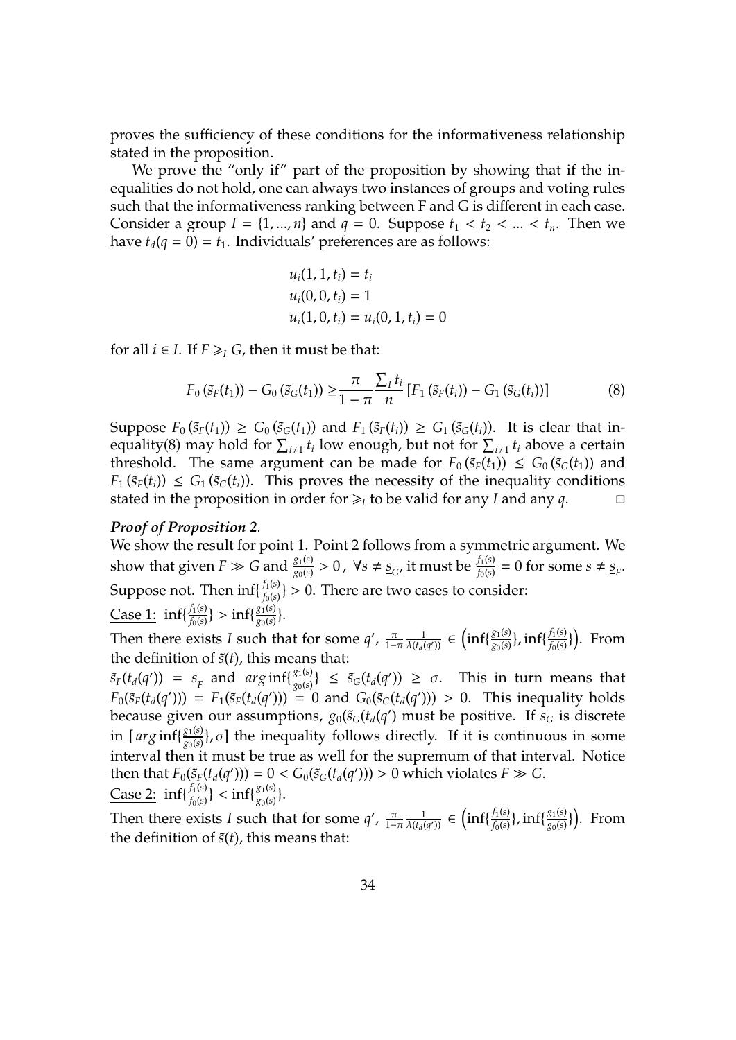proves the sufficiency of these conditions for the informativeness relationship stated in the proposition.

We prove the "only if" part of the proposition by showing that if the inequalities do not hold, one can always two instances of groups and voting rules such that the informativeness ranking between F and G is different in each case. Consider a group $I = \{1, ..., n\}$ and $q = 0$. Suppose $t_1 < t_2 < ... < t_n$. Then we have $t_d(q = 0) = t_1$. Individuals' preferences are as follows:

$$u_i(1, 1, t_i) = t_i$$
$$u_i(0, 0, t_i) = 1$$
$$u_i(1, 0, t_i) = u_i(0, 1, t_i) = 0$$

for all $i \in I$. If $F \geqslant_I G$, then it must be that:

$$F_0\left(\tilde{s}_F(t_1)\right) - G_0\left(\tilde{s}_G(t_1)\right) \geq \frac{\pi}{1-\pi}\frac{\sum_I t_i}{n}\left[F_1\left(\tilde{s}_F(t_i)\right) - G_1\left(\tilde{s}_G(t_i)\right)\right] \tag{8}$$

Suppose $F_0\left(\tilde{s}_F(t_1)\right) \geq G_0\left(\tilde{s}_G(t_1)\right)$ and $F_1\left(\tilde{s}_F(t_i)\right) \geq G_1\left(\tilde{s}_G(t_i)\right)$. It is clear that inequality(8) may hold for $\sum_{i\neq 1} t_i$ low enough, but not for $\sum_{i\neq 1} t_i$ above a certain threshold. The same argument can be made for $F_0\left(\tilde{s}_F(t_1)\right) \leq G_0\left(\tilde{s}_G(t_1)\right)$ and $F_1\left(\tilde{s}_F(t_i)\right) \leq G_1\left(\tilde{s}_G(t_i)\right)$. This proves the necessity of the inequality conditions stated in the proposition in order for $\geqslant_I$ to be valid for any $I$ and any $q$. □

***Proof of Proposition 2.***

We show the result for point 1. Point 2 follows from a symmetric argument. We show that given $F \gg G$ and $\frac{g_1(s)}{g_0(s)} > 0$, $\forall s \neq \underline{s}_G$, it must be $\frac{f_1(s)}{f_0(s)} = 0$ for some $s \neq \underline{s}_F$. Suppose not. Then $\inf\{\frac{f_1(s)}{f_0(s)}\} > 0$. There are two cases to consider:

Case 1: $\inf\{\frac{f_1(s)}{f_0(s)}\} > \inf\{\frac{g_1(s)}{g_0(s)}\}$.

Then there exists $I$ such that for some $q'$, $\frac{\pi}{1-\pi}\frac{1}{\lambda(t_d(q'))} \in \left(\inf\{\frac{g_1(s)}{g_0(s)}\}, \inf\{\frac{f_1(s)}{f_0(s)}\}\right)$. From the definition of $\tilde{s}(t)$, this means that:

$\tilde{s}_F(t_d(q')) = \underline{s}_F$ and $arg\inf\{\frac{g_1(s)}{g_0(s)}\} \leq \tilde{s}_G(t_d(q')) \geq \sigma$. This in turn means that $F_0(\tilde{s}_F(t_d(q'))) = F_1(\tilde{s}_F(t_d(q'))) = 0$ and $G_0(\tilde{s}_G(t_d(q'))) > 0$. This inequality holds because given our assumptions, $g_0(\tilde{s}_G(t_d(q')$ must be positive. If $s_G$ is discrete in $[arg\inf\{\frac{g_1(s)}{g_0(s)}\}, \sigma]$ the inequality follows directly. If it is continuous in some interval then it must be true as well for the supremum of that interval. Notice then that $F_0(\tilde{s}_F(t_d(q'))) = 0 < G_0(\tilde{s}_G(t_d(q'))) > 0$ which violates $F \gg G$.

Case 2: $\inf\{\frac{f_1(s)}{f_0(s)}\} < \inf\{\frac{g_1(s)}{g_0(s)}\}$.

Then there exists $I$ such that for some $q'$, $\frac{\pi}{1-\pi}\frac{1}{\lambda(t_d(q'))} \in \left(\inf\{\frac{f_1(s)}{f_0(s)}\}, \inf\{\frac{g_1(s)}{g_0(s)}\}\right)$. From the definition of $\tilde{s}(t)$, this means that: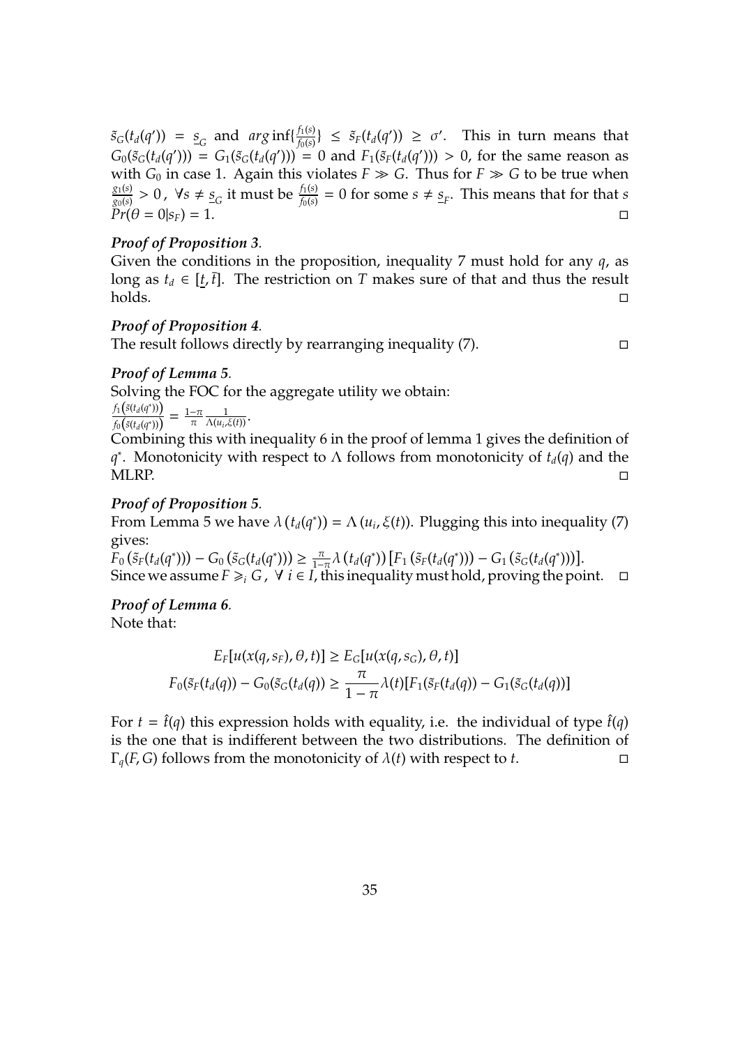$\tilde{s}_G(t_d(q')) = \underline{s}_G$ and $arg\inf\{\frac{f_1(s)}{f_0(s)}\} \leq \tilde{s}_F(t_d(q')) \geq \sigma'$. This in turn means that $G_0(\tilde{s}_G(t_d(q'))) = G_1(\tilde{s}_G(t_d(q'))) = 0$ and $F_1(\tilde{s}_F(t_d(q'))) > 0$, for the same reason as with $G_0$ in case 1. Again this violates $F \gg G$. Thus for $F \gg G$ to be true when $\frac{g_1(s)}{g_0(s)} > 0$, $\forall s \neq \underline{s}_G$ it must be $\frac{f_1(s)}{f_0(s)} = 0$ for some $s \neq \underline{s}_F$. This means that for that $s$ $Pr(\theta = 0|s_F) = 1$. □

***Proof of Proposition 3.***
Given the conditions in the proposition, inequality 7 must hold for any $q$, as long as $t_d \in [\underline{t}, \bar{t}]$. The restriction on $T$ makes sure of that and thus the result holds. □

***Proof of Proposition 4.***
The result follows directly by rearranging inequality (7). □

***Proof of Lemma 5.***
Solving the FOC for the aggregate utility we obtain:
$\frac{f_1(\tilde{s}(t_d(q^*)))}{f_0(\tilde{s}(t_d(q^*)))} = \frac{1-\pi}{\pi}\frac{1}{\Lambda(u_i,\xi(t))}$.
Combining this with inequality 6 in the proof of lemma 1 gives the definition of $q^*$. Monotonicity with respect to $\Lambda$ follows from monotonicity of $t_d(q)$ and the MLRP. □

***Proof of Proposition 5.***
From Lemma 5 we have $\lambda(t_d(q^*)) = \Lambda(u_i, \xi(t))$. Plugging this into inequality (7) gives:
$F_0(\tilde{s}_F(t_d(q^*))) - G_0(\tilde{s}_G(t_d(q^*))) \geq \frac{\pi}{1-\pi}\lambda(t_d(q^*))[F_1(\tilde{s}_F(t_d(q^*))) - G_1(\tilde{s}_G(t_d(q^*)))]$.
Since we assume $F \geqslant_i G$, $\forall\, i \in I$, this inequality must hold, proving the point. □

***Proof of Lemma 6.***
Note that:

$$E_F[u(x(q, s_F), \theta, t)] \geq E_G[u(x(q, s_G), \theta, t)]$$
$$F_0(\tilde{s}_F(t_d(q)) - G_0(\tilde{s}_G(t_d(q)) \geq \frac{\pi}{1-\pi}\lambda(t)[F_1(\tilde{s}_F(t_d(q)) - G_1(\tilde{s}_G(t_d(q))]$$

For $t = \hat{t}(q)$ this expression holds with equality, i.e. the individual of type $\hat{t}(q)$ is the one that is indifferent between the two distributions. The definition of $\Gamma_q(F, G)$ follows from the monotonicity of $\lambda(t)$ with respect to $t$. □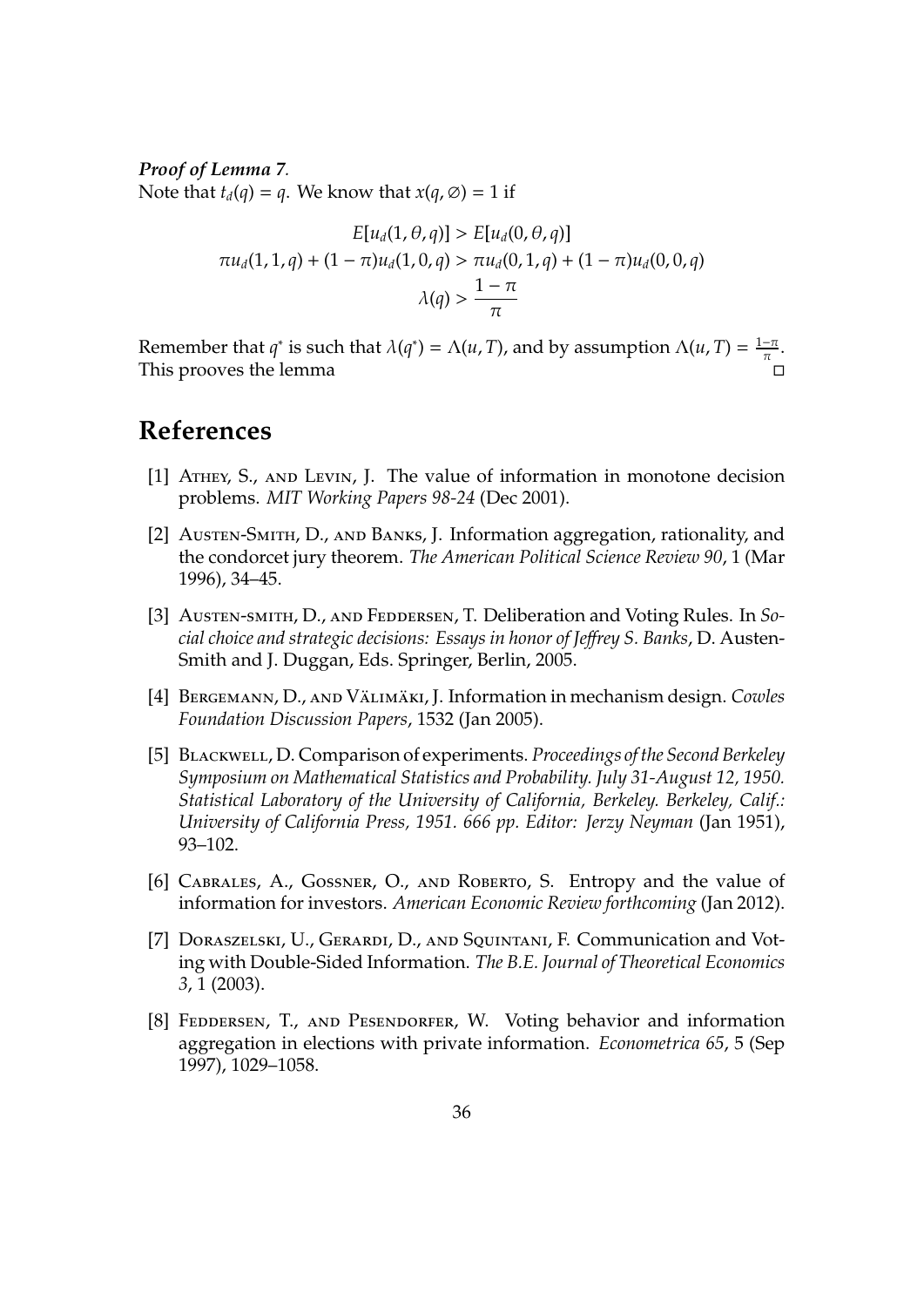***Proof of Lemma 7.***
Note that $t_d(q) = q$. We know that $x(q, \emptyset) = 1$ if

$$E[u_d(1, \theta, q)] > E[u_d(0, \theta, q)]$$
$$\pi u_d(1, 1, q) + (1 - \pi)u_d(1, 0, q) > \pi u_d(0, 1, q) + (1 - \pi)u_d(0, 0, q)$$
$$\lambda(q) > \frac{1 - \pi}{\pi}$$

Remember that $q^*$ is such that $\lambda(q^*) = \Lambda(u, T)$, and by assumption $\Lambda(u, T) = \frac{1-\pi}{\pi}$. This prooves the lemma $\square$

# References

[1] Athey, S., and Levin, J. The value of information in monotone decision problems. *MIT Working Papers 98-24* (Dec 2001).

[2] Austen-Smith, D., and Banks, J. Information aggregation, rationality, and the condorcet jury theorem. *The American Political Science Review 90*, 1 (Mar 1996), 34–45.

[3] Austen-smith, D., and Feddersen, T. Deliberation and Voting Rules. In *Social choice and strategic decisions: Essays in honor of Jeffrey S. Banks*, D. Austen-Smith and J. Duggan, Eds. Springer, Berlin, 2005.

[4] Bergemann, D., and Välimäki, J. Information in mechanism design. *Cowles Foundation Discussion Papers*, 1532 (Jan 2005).

[5] Blackwell, D. Comparison of experiments. *Proceedings of the Second Berkeley Symposium on Mathematical Statistics and Probability. July 31-August 12, 1950. Statistical Laboratory of the University of California, Berkeley. Berkeley, Calif.: University of California Press, 1951. 666 pp. Editor: Jerzy Neyman* (Jan 1951), 93–102.

[6] Cabrales, A., Gossner, O., and Roberto, S. Entropy and the value of information for investors. *American Economic Review forthcoming* (Jan 2012).

[7] Doraszelski, U., Gerardi, D., and Squintani, F. Communication and Voting with Double-Sided Information. *The B.E. Journal of Theoretical Economics 3*, 1 (2003).

[8] Feddersen, T., and Pesendorfer, W. Voting behavior and information aggregation in elections with private information. *Econometrica 65*, 5 (Sep 1997), 1029–1058.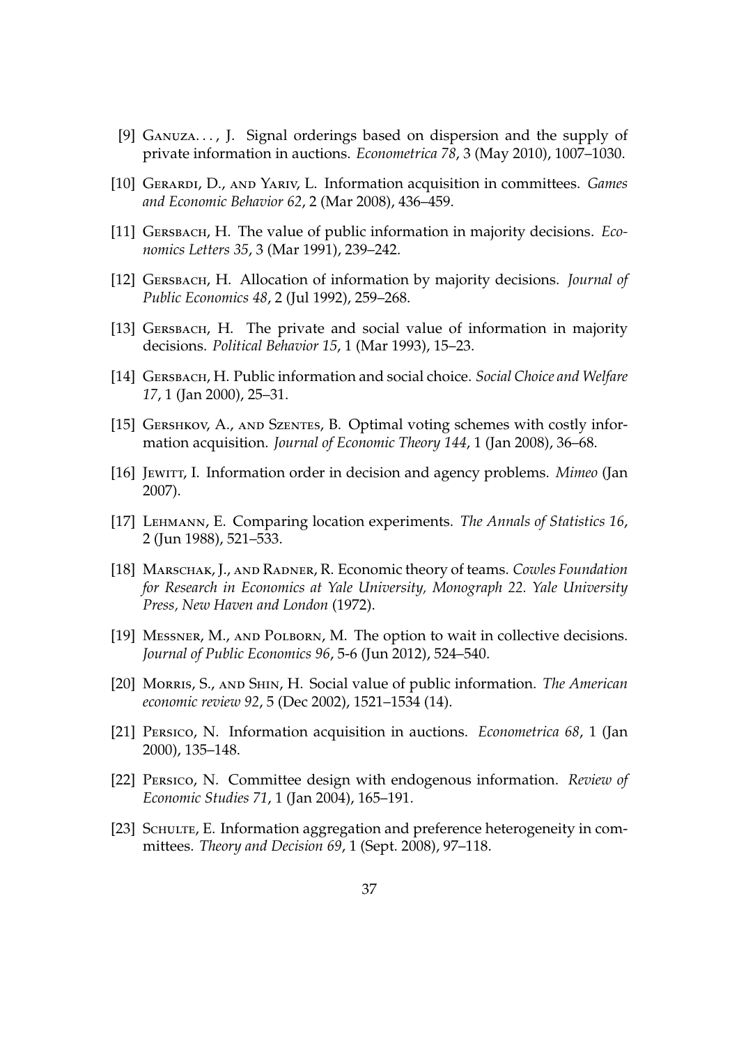[9] Ganuza. . . , J. Signal orderings based on dispersion and the supply of private information in auctions. *Econometrica 78*, 3 (May 2010), 1007–1030.

[10] Gerardi, D., and Yariv, L. Information acquisition in committees. *Games and Economic Behavior 62*, 2 (Mar 2008), 436–459.

[11] Gersbach, H. The value of public information in majority decisions. *Economics Letters 35*, 3 (Mar 1991), 239–242.

[12] Gersbach, H. Allocation of information by majority decisions. *Journal of Public Economics 48*, 2 (Jul 1992), 259–268.

[13] Gersbach, H. The private and social value of information in majority decisions. *Political Behavior 15*, 1 (Mar 1993), 15–23.

[14] Gersbach, H. Public information and social choice. *Social Choice and Welfare 17*, 1 (Jan 2000), 25–31.

[15] Gershkov, A., and Szentes, B. Optimal voting schemes with costly information acquisition. *Journal of Economic Theory 144*, 1 (Jan 2008), 36–68.

[16] Jewitt, I. Information order in decision and agency problems. *Mimeo* (Jan 2007).

[17] Lehmann, E. Comparing location experiments. *The Annals of Statistics 16*, 2 (Jun 1988), 521–533.

[18] Marschak, J., and Radner, R. Economic theory of teams. *Cowles Foundation for Research in Economics at Yale University, Monograph 22. Yale University Press, New Haven and London* (1972).

[19] Messner, M., and Polborn, M. The option to wait in collective decisions. *Journal of Public Economics 96*, 5-6 (Jun 2012), 524–540.

[20] Morris, S., and Shin, H. Social value of public information. *The American economic review 92*, 5 (Dec 2002), 1521–1534 (14).

[21] Persico, N. Information acquisition in auctions. *Econometrica 68*, 1 (Jan 2000), 135–148.

[22] Persico, N. Committee design with endogenous information. *Review of Economic Studies 71*, 1 (Jan 2004), 165–191.

[23] Schulte, E. Information aggregation and preference heterogeneity in committees. *Theory and Decision 69*, 1 (Sept. 2008), 97–118.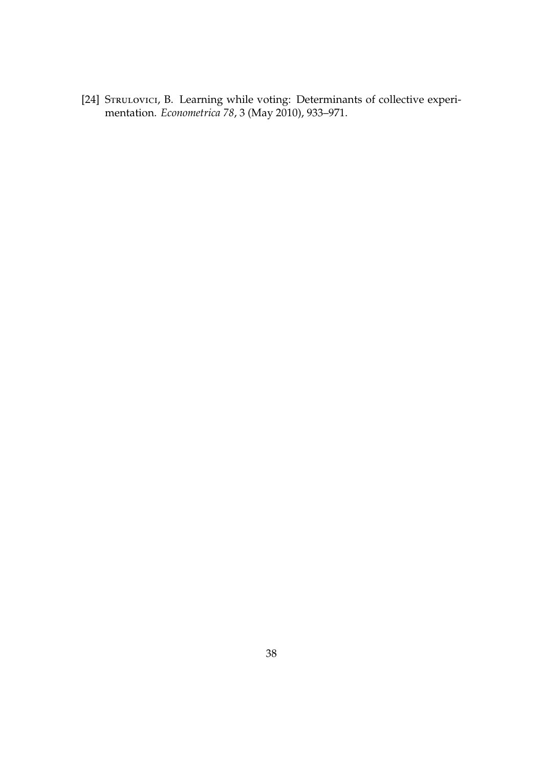[24] Strulovici, B. Learning while voting: Determinants of collective experimentation. *Econometrica 78*, 3 (May 2010), 933–971.